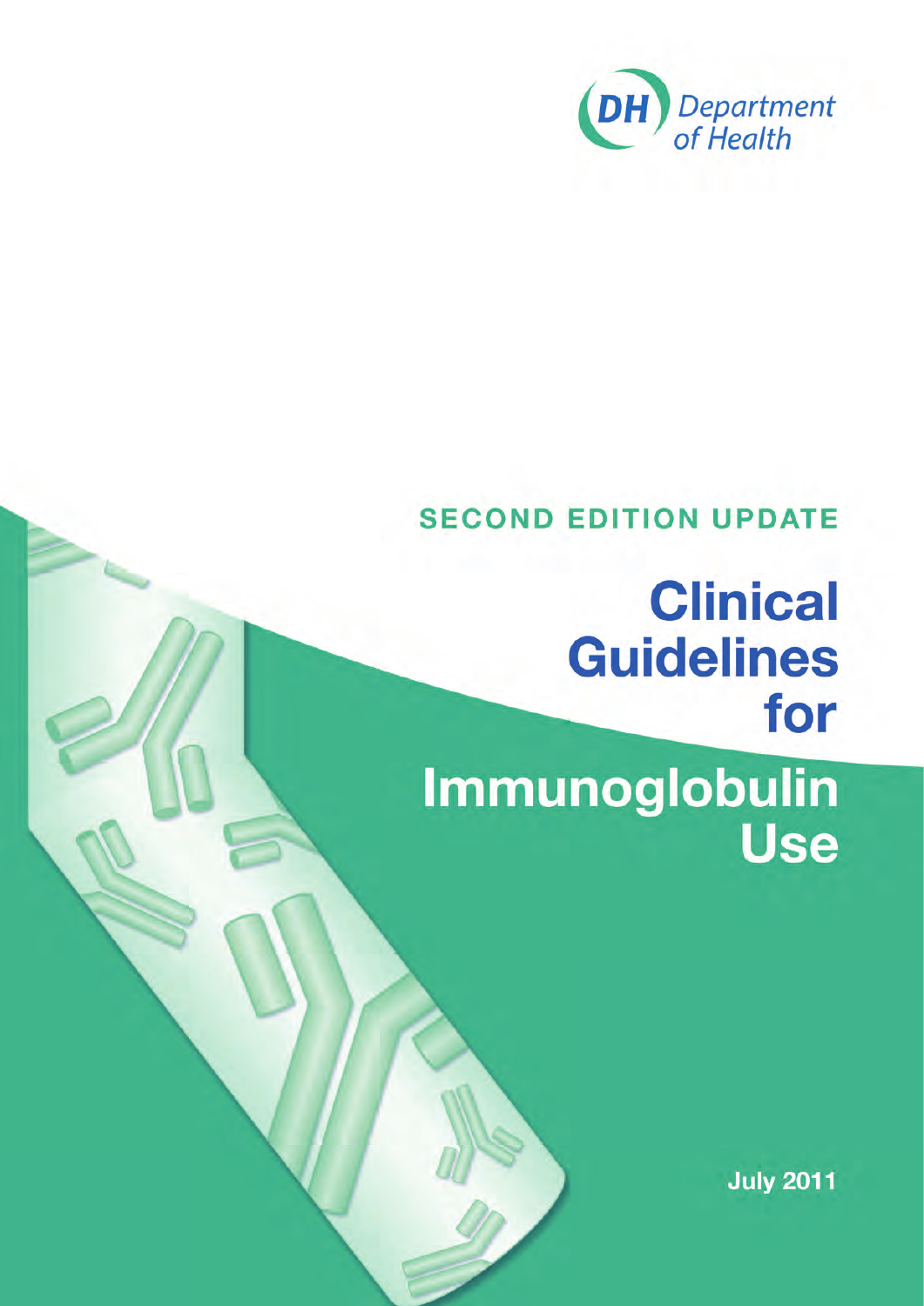DH Department of Health

SECOND EDITION UPDATE

# Clinical Guidelines for Immunoglobulin Use

July 2011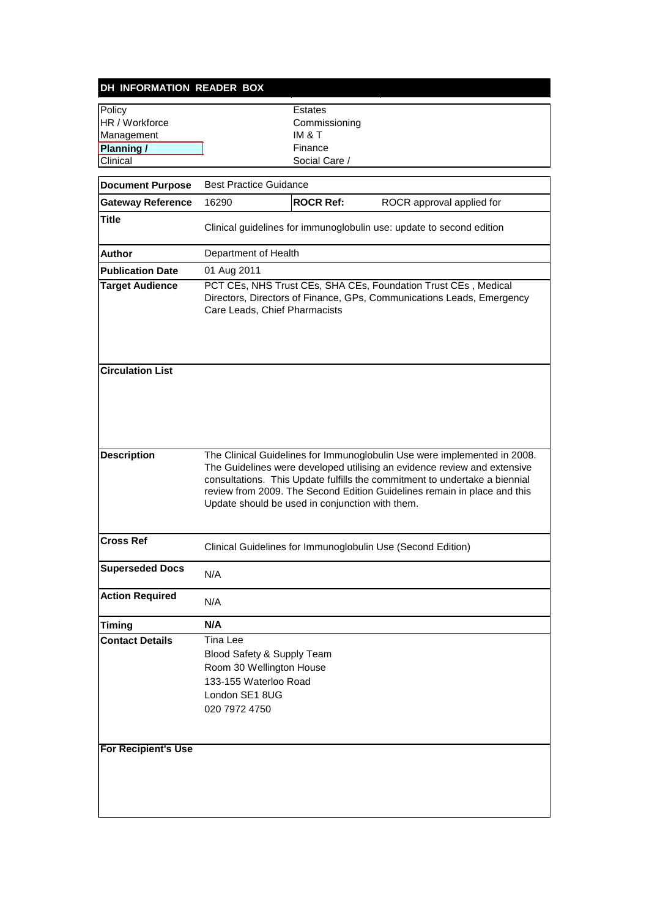## DH INFORMATION READER BOX

| | |
|---|---|
| Policy | Estates |
| HR / Workforce | Commissioning |
| Management | IM & T |
| **Planning /** | Finance |
| Clinical | Social Care / |

| | | | |
|---|---|---|---|
| **Document Purpose** | Best Practice Guidance | | |
| **Gateway Reference** | 16290 | **ROCR Ref:** | ROCR approval applied for |
| **Title** | Clinical guidelines for immunoglobulin use: update to second edition | | |
| **Author** | Department of Health | | |
| **Publication Date** | 01 Aug 2011 | | |
| **Target Audience** | PCT CEs, NHS Trust CEs, SHA CEs, Foundation Trust CEs , Medical Directors, Directors of Finance, GPs, Communications Leads, Emergency Care Leads, Chief Pharmacists | | |
| **Circulation List** | | | |
| **Description** | The Clinical Guidelines for Immunoglobulin Use were implemented in 2008. The Guidelines were developed utilising an evidence review and extensive consultations. This Update fulfills the commitment to undertake a biennial review from 2009. The Second Edition Guidelines remain in place and this Update should be used in conjunction with them. | | |
| **Cross Ref** | Clinical Guidelines for Immunoglobulin Use (Second Edition) | | |
| **Superseded Docs** | N/A | | |
| **Action Required** | N/A | | |
| **Timing** | **N/A** | | |
| **Contact Details** | Tina Lee<br>Blood Safety & Supply Team<br>Room 30 Wellington House<br>133-155 Waterloo Road<br>London SE1 8UG<br>020 7972 4750 | | |
| **For Recipient's Use** | | | |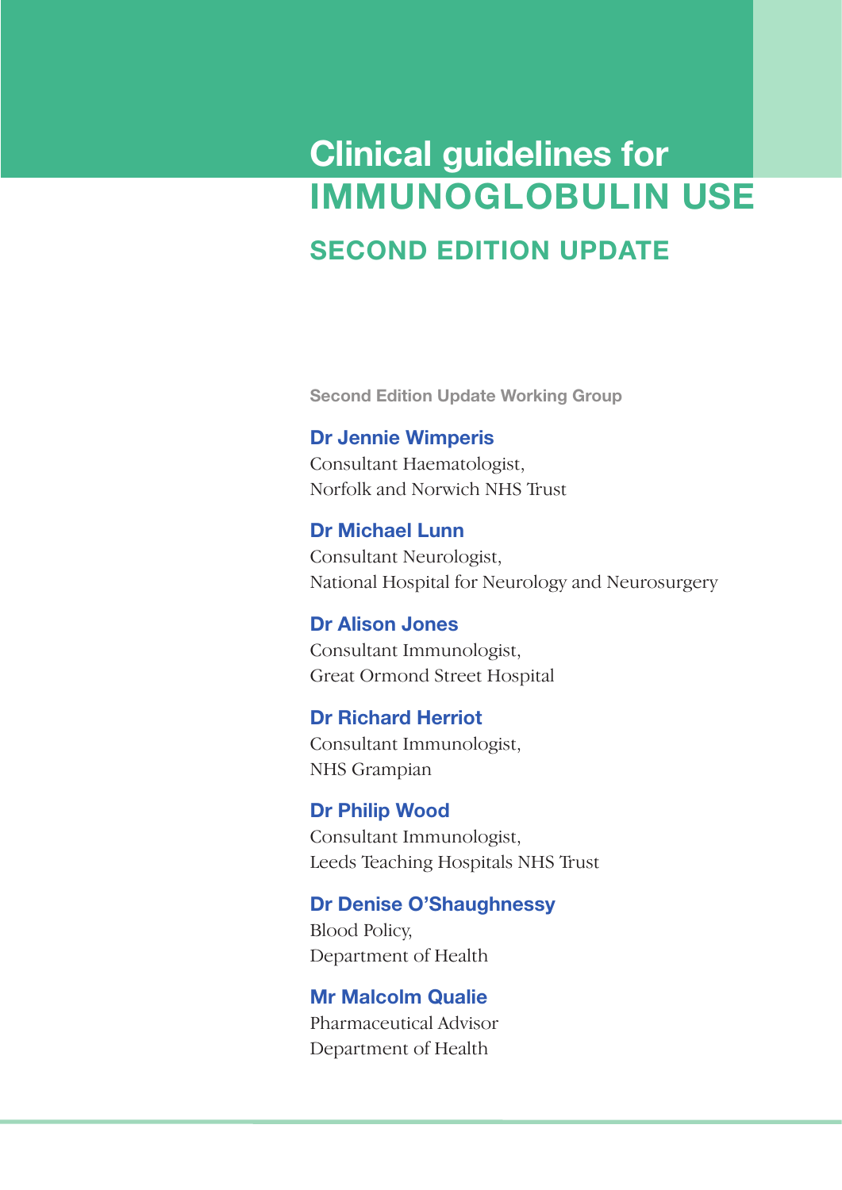# Clinical guidelines for IMMUNOGLOBULIN USE

## SECOND EDITION UPDATE

**Second Edition Update Working Group**

**Dr Jennie Wimperis**
Consultant Haematologist,
Norfolk and Norwich NHS Trust

**Dr Michael Lunn**
Consultant Neurologist,
National Hospital for Neurology and Neurosurgery

**Dr Alison Jones**
Consultant Immunologist,
Great Ormond Street Hospital

**Dr Richard Herriot**
Consultant Immunologist,
NHS Grampian

**Dr Philip Wood**
Consultant Immunologist,
Leeds Teaching Hospitals NHS Trust

**Dr Denise O'Shaughnessy**
Blood Policy,
Department of Health

**Mr Malcolm Qualie**
Pharmaceutical Advisor
Department of Health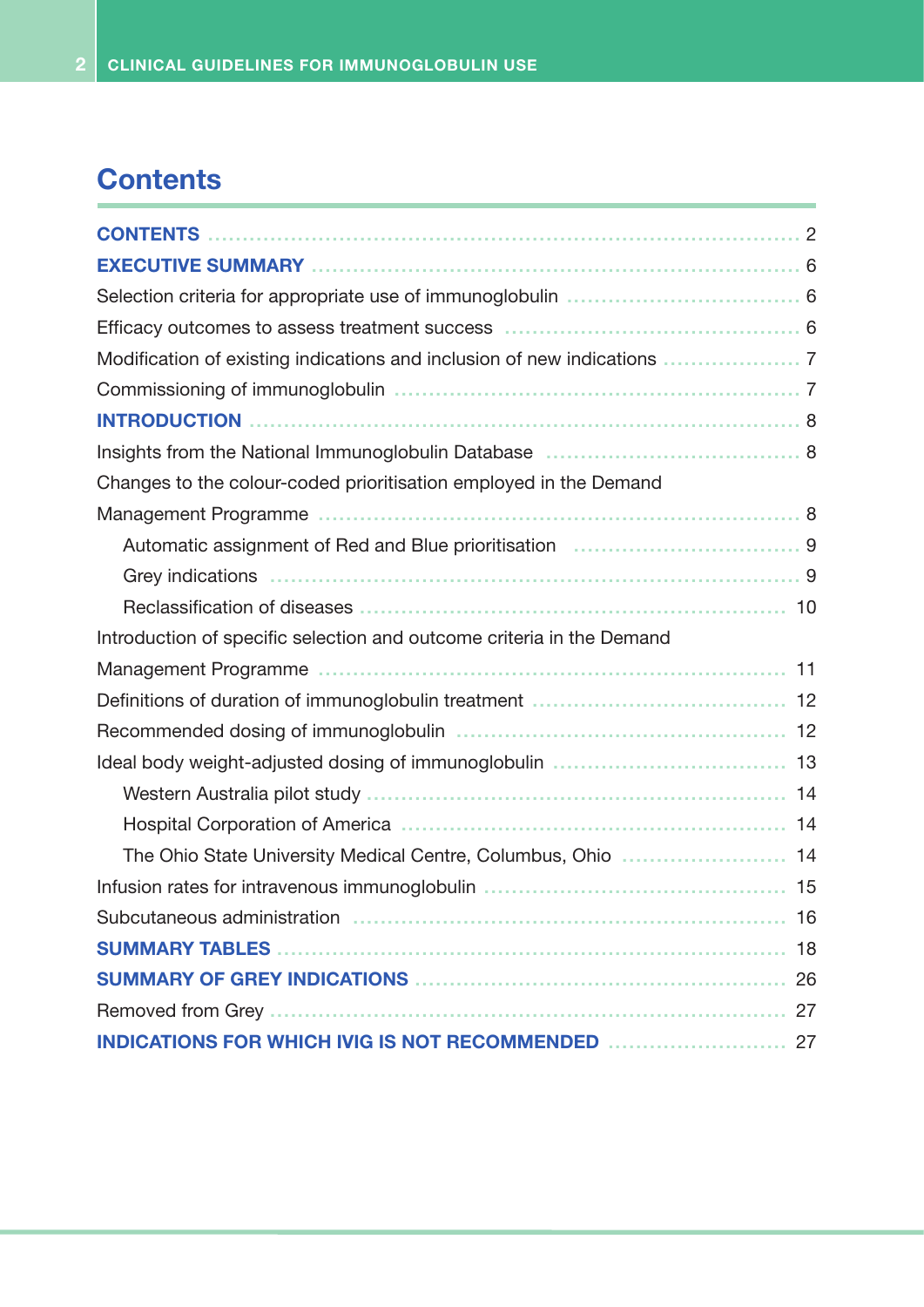# Contents

| | |
|---|---|
| **CONTENTS** | 2 |
| **EXECUTIVE SUMMARY** | 6 |
| Selection criteria for appropriate use of immunoglobulin | 6 |
| Efficacy outcomes to assess treatment success | 6 |
| Modification of existing indications and inclusion of new indications | 7 |
| Commissioning of immunoglobulin | 7 |
| **INTRODUCTION** | 8 |
| Insights from the National Immunoglobulin Database | 8 |
| Changes to the colour-coded prioritisation employed in the Demand Management Programme | 8 |
| &nbsp;&nbsp;&nbsp;&nbsp;Automatic assignment of Red and Blue prioritisation | 9 |
| &nbsp;&nbsp;&nbsp;&nbsp;Grey indications | 9 |
| &nbsp;&nbsp;&nbsp;&nbsp;Reclassification of diseases | 10 |
| Introduction of specific selection and outcome criteria in the Demand Management Programme | 11 |
| Definitions of duration of immunoglobulin treatment | 12 |
| Recommended dosing of immunoglobulin | 12 |
| Ideal body weight-adjusted dosing of immunoglobulin | 13 |
| &nbsp;&nbsp;&nbsp;&nbsp;Western Australia pilot study | 14 |
| &nbsp;&nbsp;&nbsp;&nbsp;Hospital Corporation of America | 14 |
| &nbsp;&nbsp;&nbsp;&nbsp;The Ohio State University Medical Centre, Columbus, Ohio | 14 |
| Infusion rates for intravenous immunoglobulin | 15 |
| Subcutaneous administration | 16 |
| **SUMMARY TABLES** | 18 |
| **SUMMARY OF GREY INDICATIONS** | 26 |
| Removed from Grey | 27 |
| **INDICATIONS FOR WHICH IVIG IS NOT RECOMMENDED** | 27 |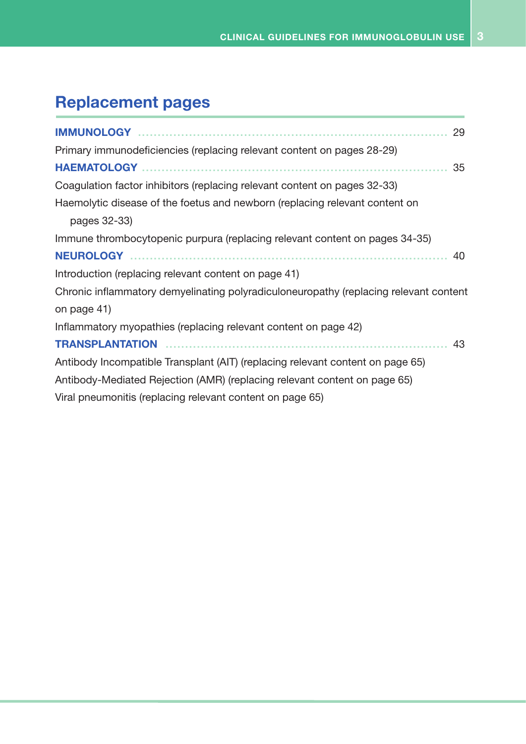# Replacement pages

**IMMUNOLOGY** ........................................................................ 29

Primary immunodeficiencies (replacing relevant content on pages 28-29)

**HAEMATOLOGY** ........................................................................ 35

Coagulation factor inhibitors (replacing relevant content on pages 32-33)

Haemolytic disease of the foetus and newborn (replacing relevant content on pages 32-33)

Immune thrombocytopenic purpura (replacing relevant content on pages 34-35)

**NEUROLOGY** ........................................................................ 40

Introduction (replacing relevant content on page 41)

Chronic inflammatory demyelinating polyradiculoneuropathy (replacing relevant content on page 41)

Inflammatory myopathies (replacing relevant content on page 42)

**TRANSPLANTATION** ........................................................................ 43

Antibody Incompatible Transplant (AIT) (replacing relevant content on page 65)

Antibody-Mediated Rejection (AMR) (replacing relevant content on page 65)

Viral pneumonitis (replacing relevant content on page 65)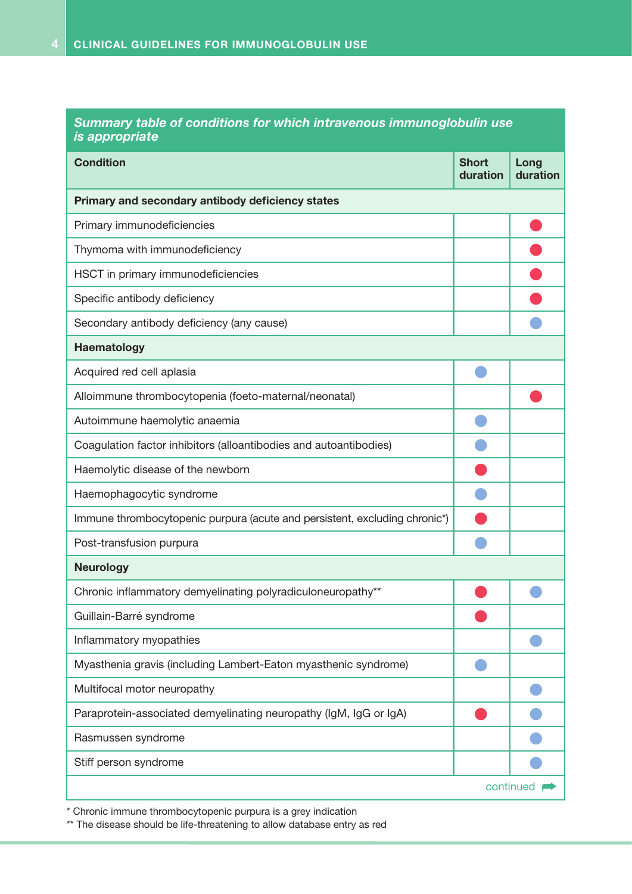| *Summary table of conditions for which intravenous immunoglobulin use is appropriate* | | |
|---|---|---|
| **Condition** | **Short duration** | **Long duration** |
| **Primary and secondary antibody deficiency states** | | |
| Primary immunodeficiencies | | ● (red) |
| Thymoma with immunodeficiency | | ● (red) |
| HSCT in primary immunodeficiencies | | ● (red) |
| Specific antibody deficiency | | ● (red) |
| Secondary antibody deficiency (any cause) | | ● (blue) |
| **Haematology** | | |
| Acquired red cell aplasia | ● (blue) | |
| Alloimmune thrombocytopenia (foeto-maternal/neonatal) | | ● (red) |
| Autoimmune haemolytic anaemia | ● (blue) | |
| Coagulation factor inhibitors (alloantibodies and autoantibodies) | ● (blue) | |
| Haemolytic disease of the newborn | ● (red) | |
| Haemophagocytic syndrome | ● (blue) | |
| Immune thrombocytopenic purpura (acute and persistent, excluding chronic*) | ● (red) | |
| Post-transfusion purpura | ● (blue) | |
| **Neurology** | | |
| Chronic inflammatory demyelinating polyradiculoneuropathy** | ● (red) | ● (blue) |
| Guillain-Barré syndrome | ● (red) | |
| Inflammatory myopathies | | ● (blue) |
| Myasthenia gravis (including Lambert-Eaton myasthenic syndrome) | ● (blue) | |
| Multifocal motor neuropathy | | ● (blue) |
| Paraprotein-associated demyelinating neuropathy (IgM, IgG or IgA) | ● (red) | ● (blue) |
| Rasmussen syndrome | | ● (blue) |
| Stiff person syndrome | | ● (blue) |

continued

* Chronic immune thrombocytopenic purpura is a grey indication

** The disease should be life-threatening to allow database entry as red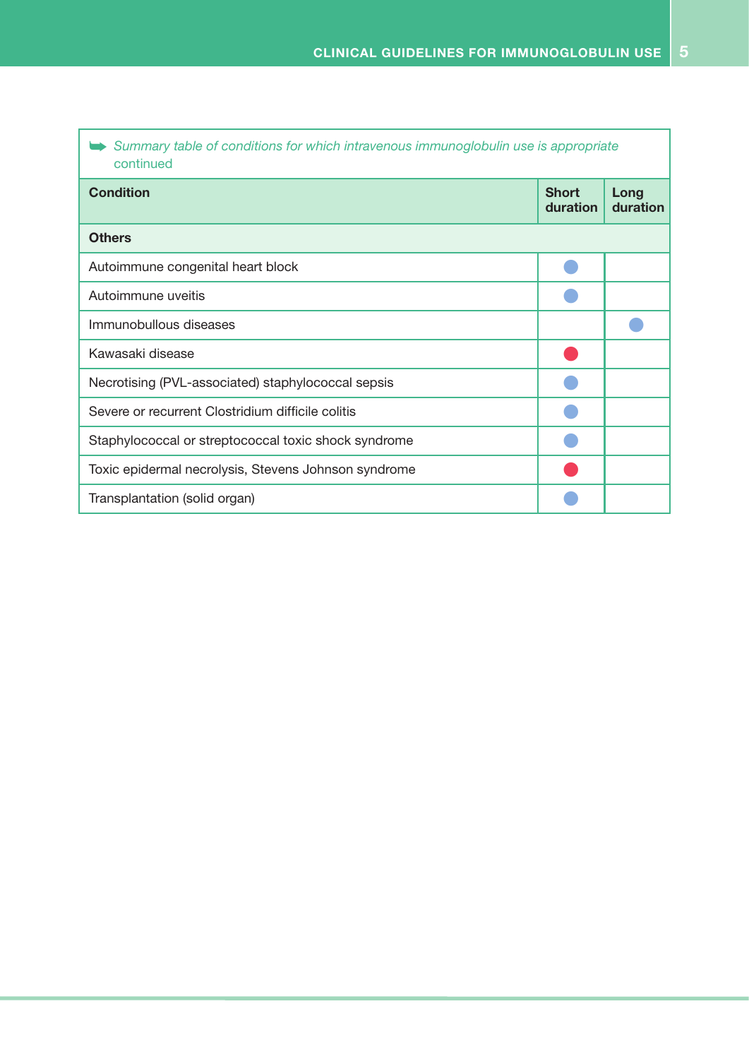*Summary table of conditions for which intravenous immunoglobulin use is appropriate* continued

| Condition | Short duration | Long duration |
|---|---|---|
| **Others** | | |
| Autoimmune congenital heart block | ● (blue) | |
| Autoimmune uveitis | ● (blue) | |
| Immunobullous diseases | | ● (blue) |
| Kawasaki disease | ● (red) | |
| Necrotising (PVL-associated) staphylococcal sepsis | ● (blue) | |
| Severe or recurrent Clostridium difficile colitis | ● (blue) | |
| Staphylococcal or streptococcal toxic shock syndrome | ● (blue) | |
| Toxic epidermal necrolysis, Stevens Johnson syndrome | ● (red) | |
| Transplantation (solid organ) | ● (blue) | |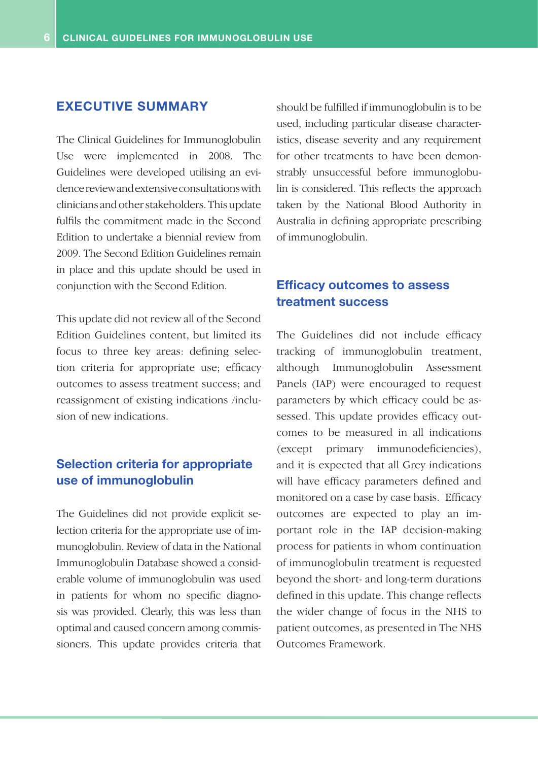## EXECUTIVE SUMMARY

The Clinical Guidelines for Immunoglobulin Use were implemented in 2008. The Guidelines were developed utilising an evidence review and extensive consultations with clinicians and other stakeholders. This update fulfils the commitment made in the Second Edition to undertake a biennial review from 2009. The Second Edition Guidelines remain in place and this update should be used in conjunction with the Second Edition.

This update did not review all of the Second Edition Guidelines content, but limited its focus to three key areas: defining selection criteria for appropriate use; efficacy outcomes to assess treatment success; and reassignment of existing indications /inclusion of new indications.

### Selection criteria for appropriate use of immunoglobulin

The Guidelines did not provide explicit selection criteria for the appropriate use of immunoglobulin. Review of data in the National Immunoglobulin Database showed a considerable volume of immunoglobulin was used in patients for whom no specific diagnosis was provided. Clearly, this was less than optimal and caused concern among commissioners. This update provides criteria that should be fulfilled if immunoglobulin is to be used, including particular disease characteristics, disease severity and any requirement for other treatments to have been demonstrably unsuccessful before immunoglobulin is considered. This reflects the approach taken by the National Blood Authority in Australia in defining appropriate prescribing of immunoglobulin.

### Efficacy outcomes to assess treatment success

The Guidelines did not include efficacy tracking of immunoglobulin treatment, although Immunoglobulin Assessment Panels (IAP) were encouraged to request parameters by which efficacy could be assessed. This update provides efficacy outcomes to be measured in all indications (except primary immunodeficiencies), and it is expected that all Grey indications will have efficacy parameters defined and monitored on a case by case basis. Efficacy outcomes are expected to play an important role in the IAP decision-making process for patients in whom continuation of immunoglobulin treatment is requested beyond the short- and long-term durations defined in this update. This change reflects the wider change of focus in the NHS to patient outcomes, as presented in The NHS Outcomes Framework.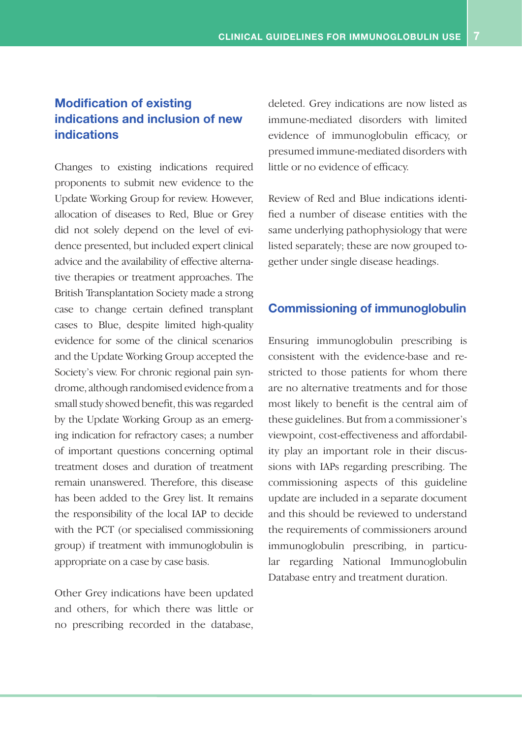## Modification of existing indications and inclusion of new indications

Changes to existing indications required proponents to submit new evidence to the Update Working Group for review. However, allocation of diseases to Red, Blue or Grey did not solely depend on the level of evidence presented, but included expert clinical advice and the availability of effective alternative therapies or treatment approaches. The British Transplantation Society made a strong case to change certain defined transplant cases to Blue, despite limited high-quality evidence for some of the clinical scenarios and the Update Working Group accepted the Society's view. For chronic regional pain syndrome, although randomised evidence from a small study showed benefit, this was regarded by the Update Working Group as an emerging indication for refractory cases; a number of important questions concerning optimal treatment doses and duration of treatment remain unanswered. Therefore, this disease has been added to the Grey list. It remains the responsibility of the local IAP to decide with the PCT (or specialised commissioning group) if treatment with immunoglobulin is appropriate on a case by case basis.

Other Grey indications have been updated and others, for which there was little or no prescribing recorded in the database, deleted. Grey indications are now listed as immune-mediated disorders with limited evidence of immunoglobulin efficacy, or presumed immune-mediated disorders with little or no evidence of efficacy.

Review of Red and Blue indications identified a number of disease entities with the same underlying pathophysiology that were listed separately; these are now grouped together under single disease headings.

## Commissioning of immunoglobulin

Ensuring immunoglobulin prescribing is consistent with the evidence-base and restricted to those patients for whom there are no alternative treatments and for those most likely to benefit is the central aim of these guidelines. But from a commissioner's viewpoint, cost-effectiveness and affordability play an important role in their discussions with IAPs regarding prescribing. The commissioning aspects of this guideline update are included in a separate document and this should be reviewed to understand the requirements of commissioners around immunoglobulin prescribing, in particular regarding National Immunoglobulin Database entry and treatment duration.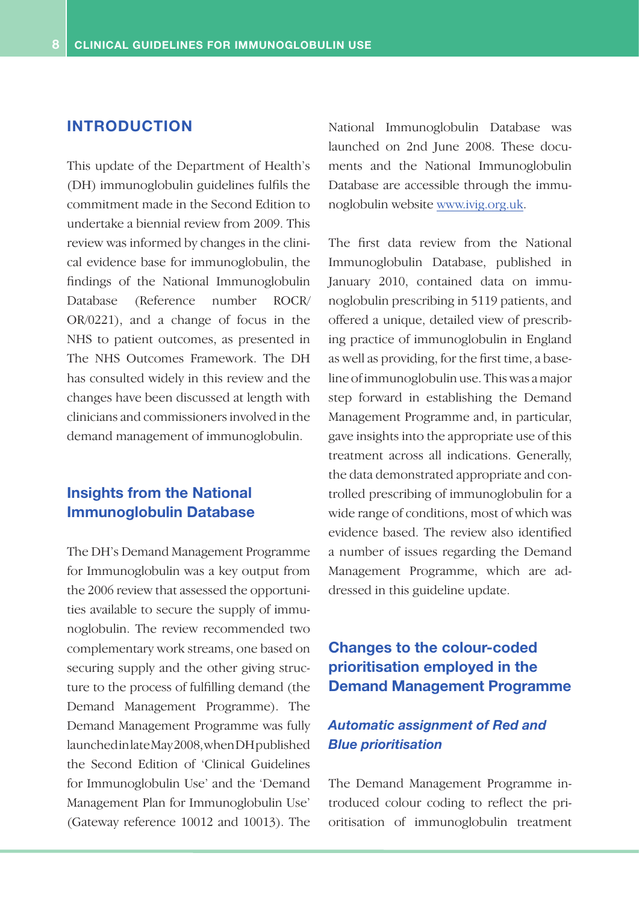## INTRODUCTION

This update of the Department of Health's (DH) immunoglobulin guidelines fulfils the commitment made in the Second Edition to undertake a biennial review from 2009. This review was informed by changes in the clinical evidence base for immunoglobulin, the findings of the National Immunoglobulin Database (Reference number ROCR/OR/0221), and a change of focus in the NHS to patient outcomes, as presented in The NHS Outcomes Framework. The DH has consulted widely in this review and the changes have been discussed at length with clinicians and commissioners involved in the demand management of immunoglobulin.

### Insights from the National Immunoglobulin Database

The DH's Demand Management Programme for Immunoglobulin was a key output from the 2006 review that assessed the opportunities available to secure the supply of immunoglobulin. The review recommended two complementary work streams, one based on securing supply and the other giving structure to the process of fulfilling demand (the Demand Management Programme). The Demand Management Programme was fully launched in late May 2008, when DH published the Second Edition of 'Clinical Guidelines for Immunoglobulin Use' and the 'Demand Management Plan for Immunoglobulin Use' (Gateway reference 10012 and 10013). The National Immunoglobulin Database was launched on 2nd June 2008. These documents and the National Immunoglobulin Database are accessible through the immunoglobulin website www.ivig.org.uk.

The first data review from the National Immunoglobulin Database, published in January 2010, contained data on immunoglobulin prescribing in 5119 patients, and offered a unique, detailed view of prescribing practice of immunoglobulin in England as well as providing, for the first time, a baseline of immunoglobulin use. This was a major step forward in establishing the Demand Management Programme and, in particular, gave insights into the appropriate use of this treatment across all indications. Generally, the data demonstrated appropriate and controlled prescribing of immunoglobulin for a wide range of conditions, most of which was evidence based. The review also identified a number of issues regarding the Demand Management Programme, which are addressed in this guideline update.

### Changes to the colour-coded prioritisation employed in the Demand Management Programme

#### *Automatic assignment of Red and Blue prioritisation*

The Demand Management Programme introduced colour coding to reflect the prioritisation of immunoglobulin treatment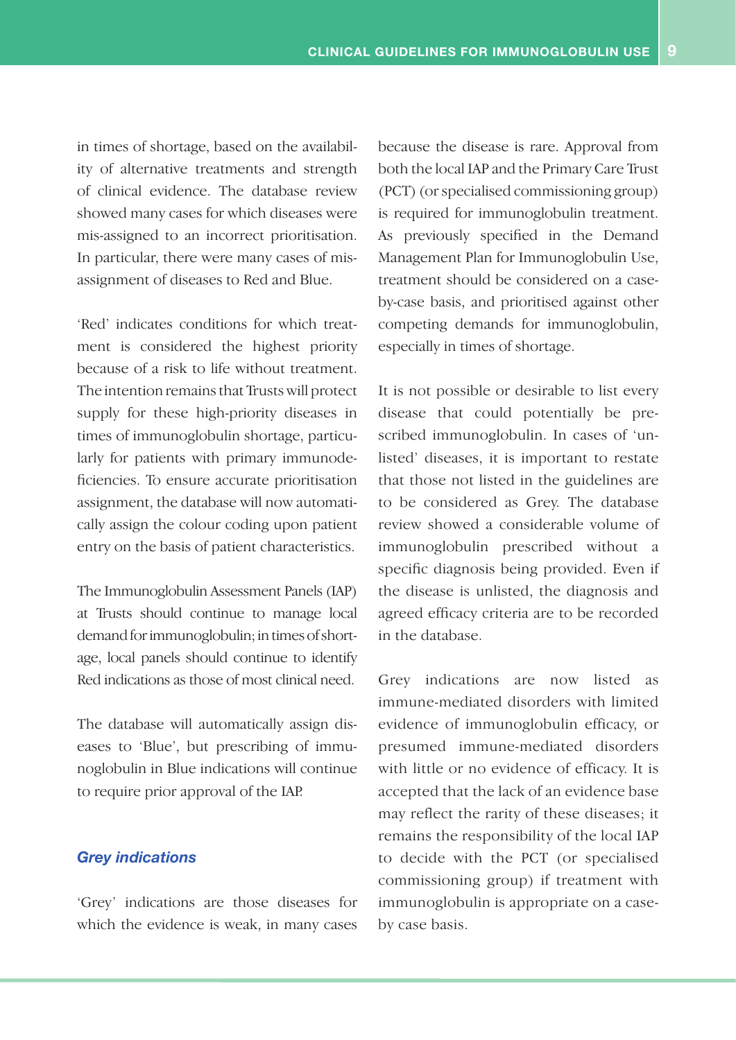in times of shortage, based on the availability of alternative treatments and strength of clinical evidence. The database review showed many cases for which diseases were mis-assigned to an incorrect prioritisation. In particular, there were many cases of mis-assignment of diseases to Red and Blue.

'Red' indicates conditions for which treatment is considered the highest priority because of a risk to life without treatment. The intention remains that Trusts will protect supply for these high-priority diseases in times of immunoglobulin shortage, particularly for patients with primary immunodeficiencies. To ensure accurate prioritisation assignment, the database will now automatically assign the colour coding upon patient entry on the basis of patient characteristics.

The Immunoglobulin Assessment Panels (IAP) at Trusts should continue to manage local demand for immunoglobulin; in times of shortage, local panels should continue to identify Red indications as those of most clinical need.

The database will automatically assign diseases to 'Blue', but prescribing of immunoglobulin in Blue indications will continue to require prior approval of the IAP.

### *Grey indications*

'Grey' indications are those diseases for which the evidence is weak, in many cases because the disease is rare. Approval from both the local IAP and the Primary Care Trust (PCT) (or specialised commissioning group) is required for immunoglobulin treatment. As previously specified in the Demand Management Plan for Immunoglobulin Use, treatment should be considered on a case-by-case basis, and prioritised against other competing demands for immunoglobulin, especially in times of shortage.

It is not possible or desirable to list every disease that could potentially be prescribed immunoglobulin. In cases of 'unlisted' diseases, it is important to restate that those not listed in the guidelines are to be considered as Grey. The database review showed a considerable volume of immunoglobulin prescribed without a specific diagnosis being provided. Even if the disease is unlisted, the diagnosis and agreed efficacy criteria are to be recorded in the database.

Grey indications are now listed as immune-mediated disorders with limited evidence of immunoglobulin efficacy, or presumed immune-mediated disorders with little or no evidence of efficacy. It is accepted that the lack of an evidence base may reflect the rarity of these diseases; it remains the responsibility of the local IAP to decide with the PCT (or specialised commissioning group) if treatment with immunoglobulin is appropriate on a case-by case basis.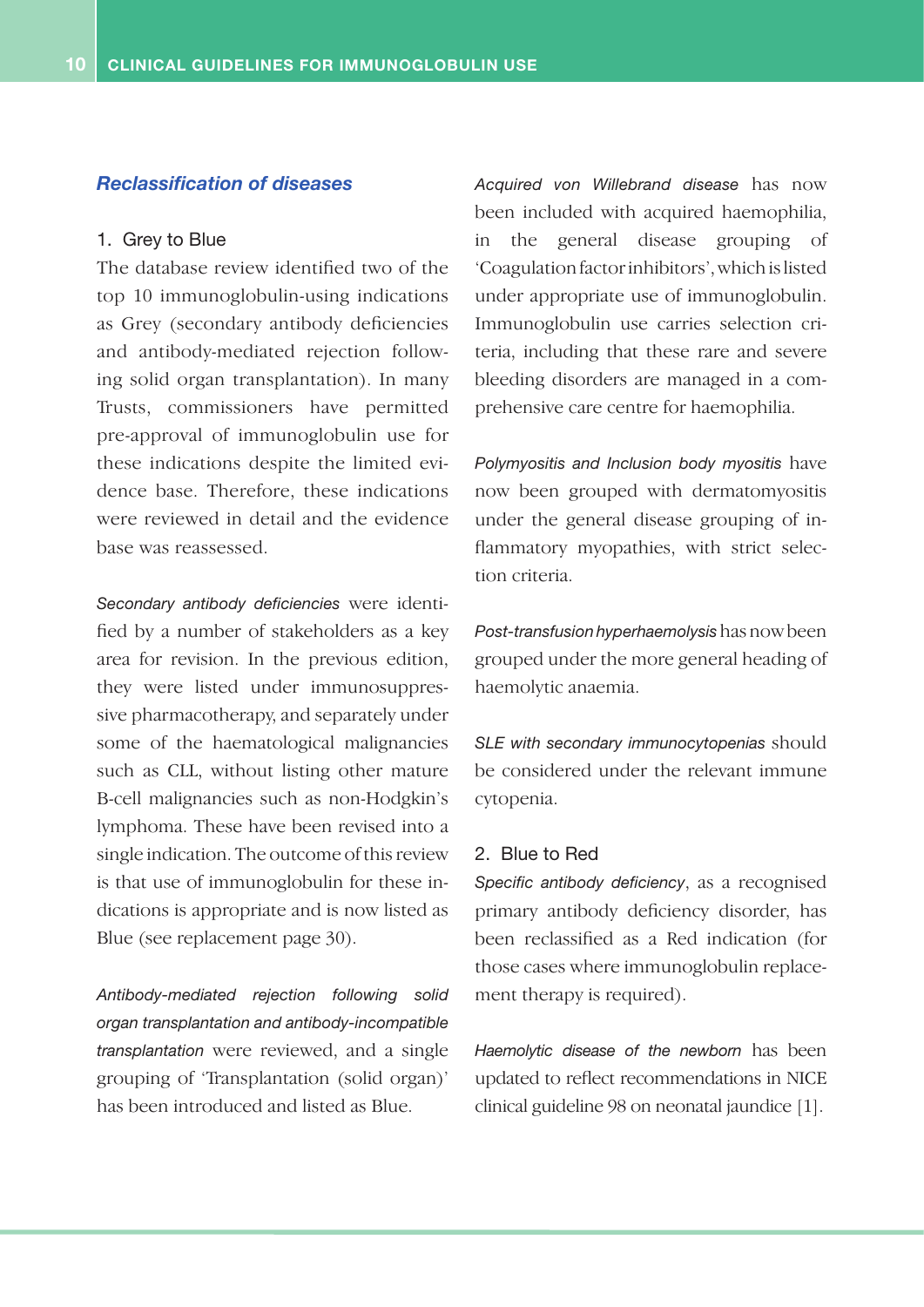## *Reclassification of diseases*

### 1. Grey to Blue

The database review identified two of the top 10 immunoglobulin-using indications as Grey (secondary antibody deficiencies and antibody-mediated rejection following solid organ transplantation). In many Trusts, commissioners have permitted pre-approval of immunoglobulin use for these indications despite the limited evidence base. Therefore, these indications were reviewed in detail and the evidence base was reassessed.

*Secondary antibody deficiencies* were identified by a number of stakeholders as a key area for revision. In the previous edition, they were listed under immunosuppressive pharmacotherapy, and separately under some of the haematological malignancies such as CLL, without listing other mature B-cell malignancies such as non-Hodgkin's lymphoma. These have been revised into a single indication. The outcome of this review is that use of immunoglobulin for these indications is appropriate and is now listed as Blue (see replacement page 30).

*Antibody-mediated rejection following solid organ transplantation and antibody-incompatible transplantation* were reviewed, and a single grouping of 'Transplantation (solid organ)' has been introduced and listed as Blue.

*Acquired von Willebrand disease* has now been included with acquired haemophilia, in the general disease grouping of 'Coagulation factor inhibitors', which is listed under appropriate use of immunoglobulin. Immunoglobulin use carries selection criteria, including that these rare and severe bleeding disorders are managed in a comprehensive care centre for haemophilia.

*Polymyositis and Inclusion body myositis* have now been grouped with dermatomyositis under the general disease grouping of inflammatory myopathies, with strict selection criteria.

*Post-transfusion hyperhaemolysis* has now been grouped under the more general heading of haemolytic anaemia.

*SLE with secondary immunocytopenias* should be considered under the relevant immune cytopenia.

### 2. Blue to Red

*Specific antibody deficiency*, as a recognised primary antibody deficiency disorder, has been reclassified as a Red indication (for those cases where immunoglobulin replacement therapy is required).

*Haemolytic disease of the newborn* has been updated to reflect recommendations in NICE clinical guideline 98 on neonatal jaundice [1].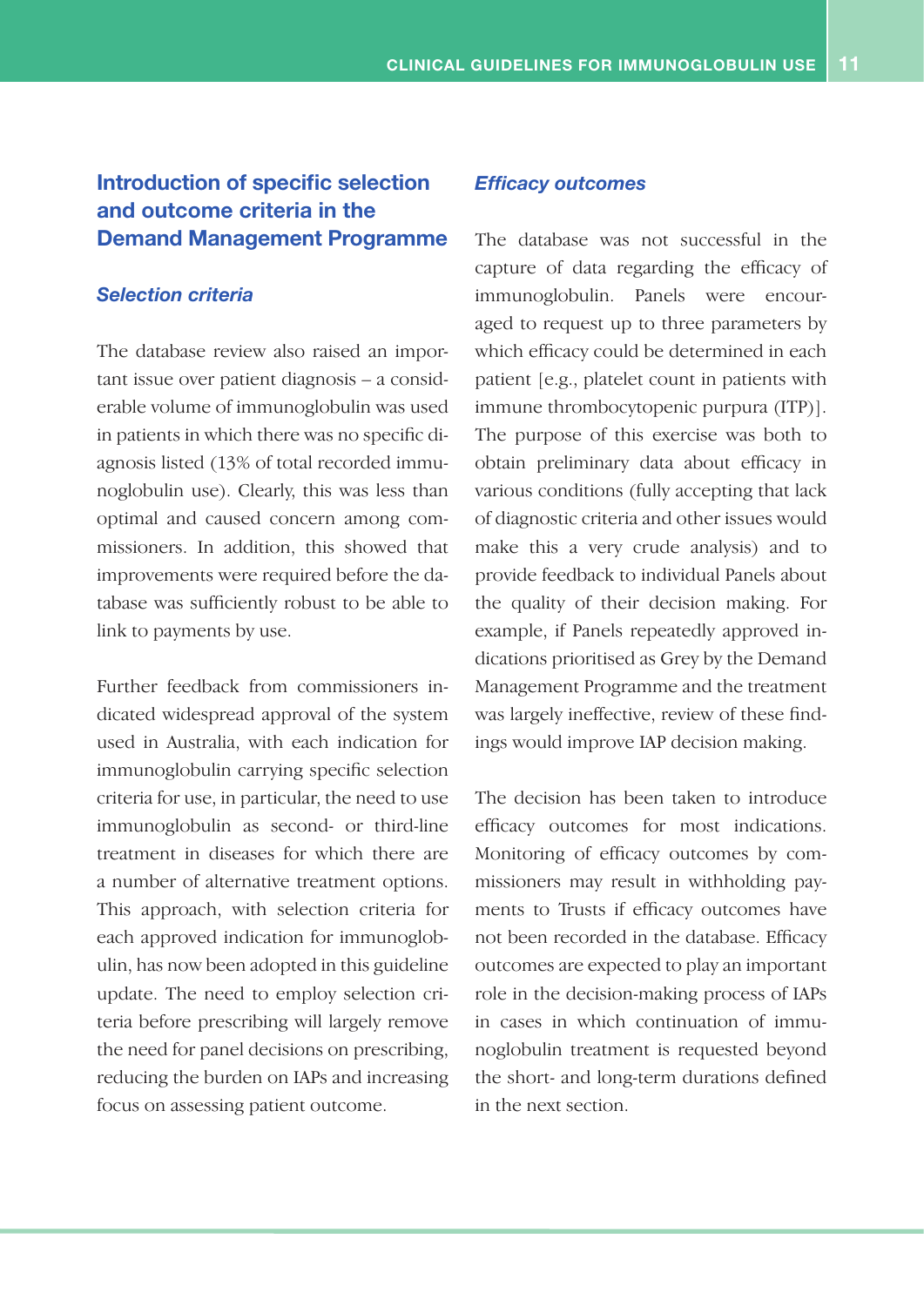## Introduction of specific selection and outcome criteria in the Demand Management Programme

### *Selection criteria*

The database review also raised an important issue over patient diagnosis – a considerable volume of immunoglobulin was used in patients in which there was no specific diagnosis listed (13% of total recorded immunoglobulin use). Clearly, this was less than optimal and caused concern among commissioners. In addition, this showed that improvements were required before the database was sufficiently robust to be able to link to payments by use.

Further feedback from commissioners indicated widespread approval of the system used in Australia, with each indication for immunoglobulin carrying specific selection criteria for use, in particular, the need to use immunoglobulin as second- or third-line treatment in diseases for which there are a number of alternative treatment options. This approach, with selection criteria for each approved indication for immunoglobulin, has now been adopted in this guideline update. The need to employ selection criteria before prescribing will largely remove the need for panel decisions on prescribing, reducing the burden on IAPs and increasing focus on assessing patient outcome.

### *Efficacy outcomes*

The database was not successful in the capture of data regarding the efficacy of immunoglobulin. Panels were encouraged to request up to three parameters by which efficacy could be determined in each patient [e.g., platelet count in patients with immune thrombocytopenic purpura (ITP)]. The purpose of this exercise was both to obtain preliminary data about efficacy in various conditions (fully accepting that lack of diagnostic criteria and other issues would make this a very crude analysis) and to provide feedback to individual Panels about the quality of their decision making. For example, if Panels repeatedly approved indications prioritised as Grey by the Demand Management Programme and the treatment was largely ineffective, review of these findings would improve IAP decision making.

The decision has been taken to introduce efficacy outcomes for most indications. Monitoring of efficacy outcomes by commissioners may result in withholding payments to Trusts if efficacy outcomes have not been recorded in the database. Efficacy outcomes are expected to play an important role in the decision-making process of IAPs in cases in which continuation of immunoglobulin treatment is requested beyond the short- and long-term durations defined in the next section.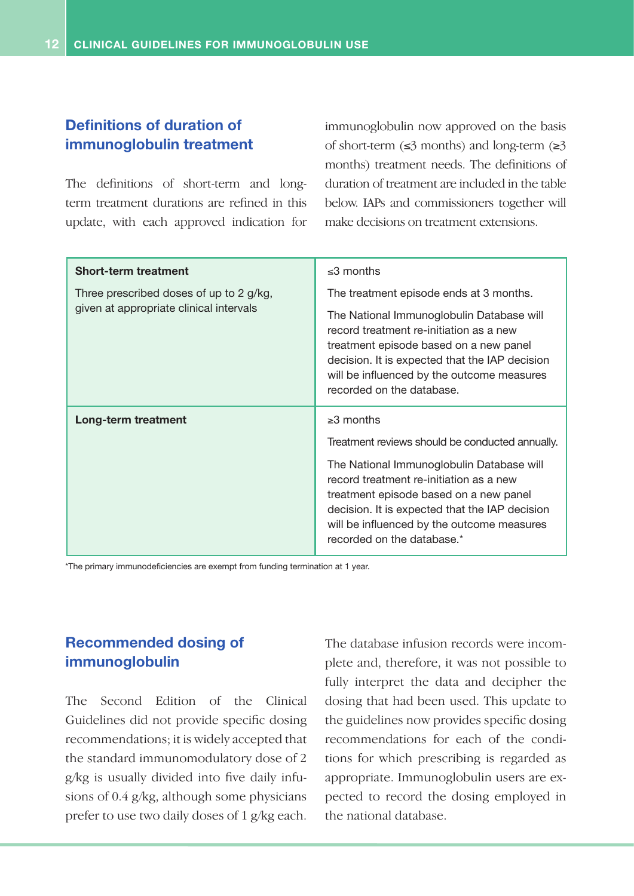## Definitions of duration of immunoglobulin treatment

The definitions of short-term and long-term treatment durations are refined in this update, with each approved indication for immunoglobulin now approved on the basis of short-term (≤3 months) and long-term (≥3 months) treatment needs. The definitions of duration of treatment are included in the table below. IAPs and commissioners together will make decisions on treatment extensions.

| | |
|---|---|
| **Short-term treatment**<br><br>Three prescribed doses of up to 2 g/kg, given at appropriate clinical intervals | ≤3 months<br><br>The treatment episode ends at 3 months.<br><br>The National Immunoglobulin Database will record treatment re-initiation as a new treatment episode based on a new panel decision. It is expected that the IAP decision will be influenced by the outcome measures recorded on the database. |
| **Long-term treatment** | ≥3 months<br><br>Treatment reviews should be conducted annually.<br><br>The National Immunoglobulin Database will record treatment re-initiation as a new treatment episode based on a new panel decision. It is expected that the IAP decision will be influenced by the outcome measures recorded on the database.* |

*The primary immunodeficiencies are exempt from funding termination at 1 year.

## Recommended dosing of immunoglobulin

The Second Edition of the Clinical Guidelines did not provide specific dosing recommendations; it is widely accepted that the standard immunomodulatory dose of 2 g/kg is usually divided into five daily infusions of 0.4 g/kg, although some physicians prefer to use two daily doses of 1 g/kg each. The database infusion records were incomplete and, therefore, it was not possible to fully interpret the data and decipher the dosing that had been used. This update to the guidelines now provides specific dosing recommendations for each of the conditions for which prescribing is regarded as appropriate. Immunoglobulin users are expected to record the dosing employed in the national database.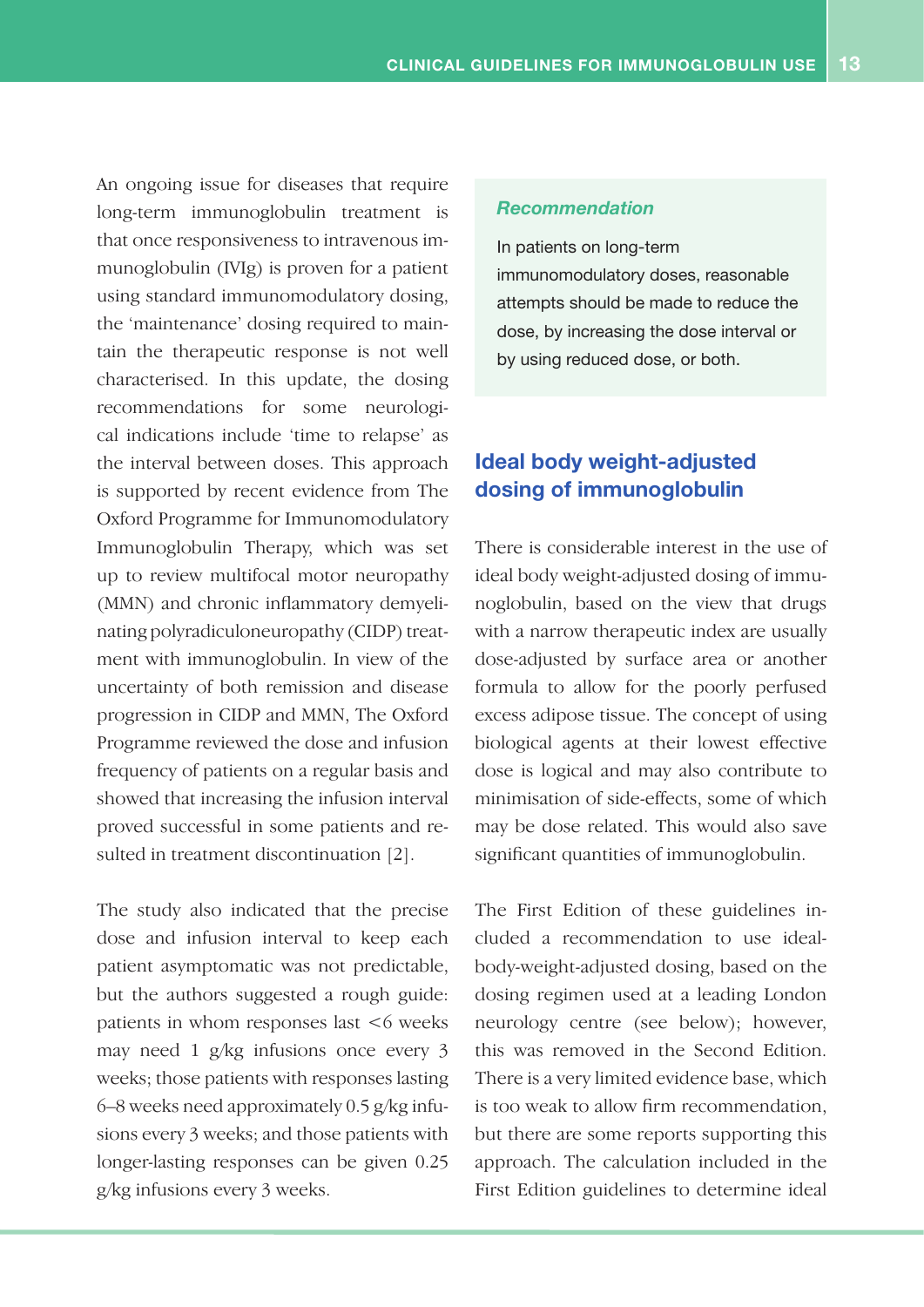An ongoing issue for diseases that require long-term immunoglobulin treatment is that once responsiveness to intravenous immunoglobulin (IVIg) is proven for a patient using standard immunomodulatory dosing, the 'maintenance' dosing required to maintain the therapeutic response is not well characterised. In this update, the dosing recommendations for some neurological indications include 'time to relapse' as the interval between doses. This approach is supported by recent evidence from The Oxford Programme for Immunomodulatory Immunoglobulin Therapy, which was set up to review multifocal motor neuropathy (MMN) and chronic inflammatory demyelinating polyradiculoneuropathy (CIDP) treatment with immunoglobulin. In view of the uncertainty of both remission and disease progression in CIDP and MMN, The Oxford Programme reviewed the dose and infusion frequency of patients on a regular basis and showed that increasing the infusion interval proved successful in some patients and resulted in treatment discontinuation [2].

The study also indicated that the precise dose and infusion interval to keep each patient asymptomatic was not predictable, but the authors suggested a rough guide: patients in whom responses last <6 weeks may need 1 g/kg infusions once every 3 weeks; those patients with responses lasting 6–8 weeks need approximately 0.5 g/kg infusions every 3 weeks; and those patients with longer-lasting responses can be given 0.25 g/kg infusions every 3 weeks.

> ***Recommendation***
>
> In patients on long-term immunomodulatory doses, reasonable attempts should be made to reduce the dose, by increasing the dose interval or by using reduced dose, or both.

## Ideal body weight-adjusted dosing of immunoglobulin

There is considerable interest in the use of ideal body weight-adjusted dosing of immunoglobulin, based on the view that drugs with a narrow therapeutic index are usually dose-adjusted by surface area or another formula to allow for the poorly perfused excess adipose tissue. The concept of using biological agents at their lowest effective dose is logical and may also contribute to minimisation of side-effects, some of which may be dose related. This would also save significant quantities of immunoglobulin.

The First Edition of these guidelines included a recommendation to use ideal-body-weight-adjusted dosing, based on the dosing regimen used at a leading London neurology centre (see below); however, this was removed in the Second Edition. There is a very limited evidence base, which is too weak to allow firm recommendation, but there are some reports supporting this approach. The calculation included in the First Edition guidelines to determine ideal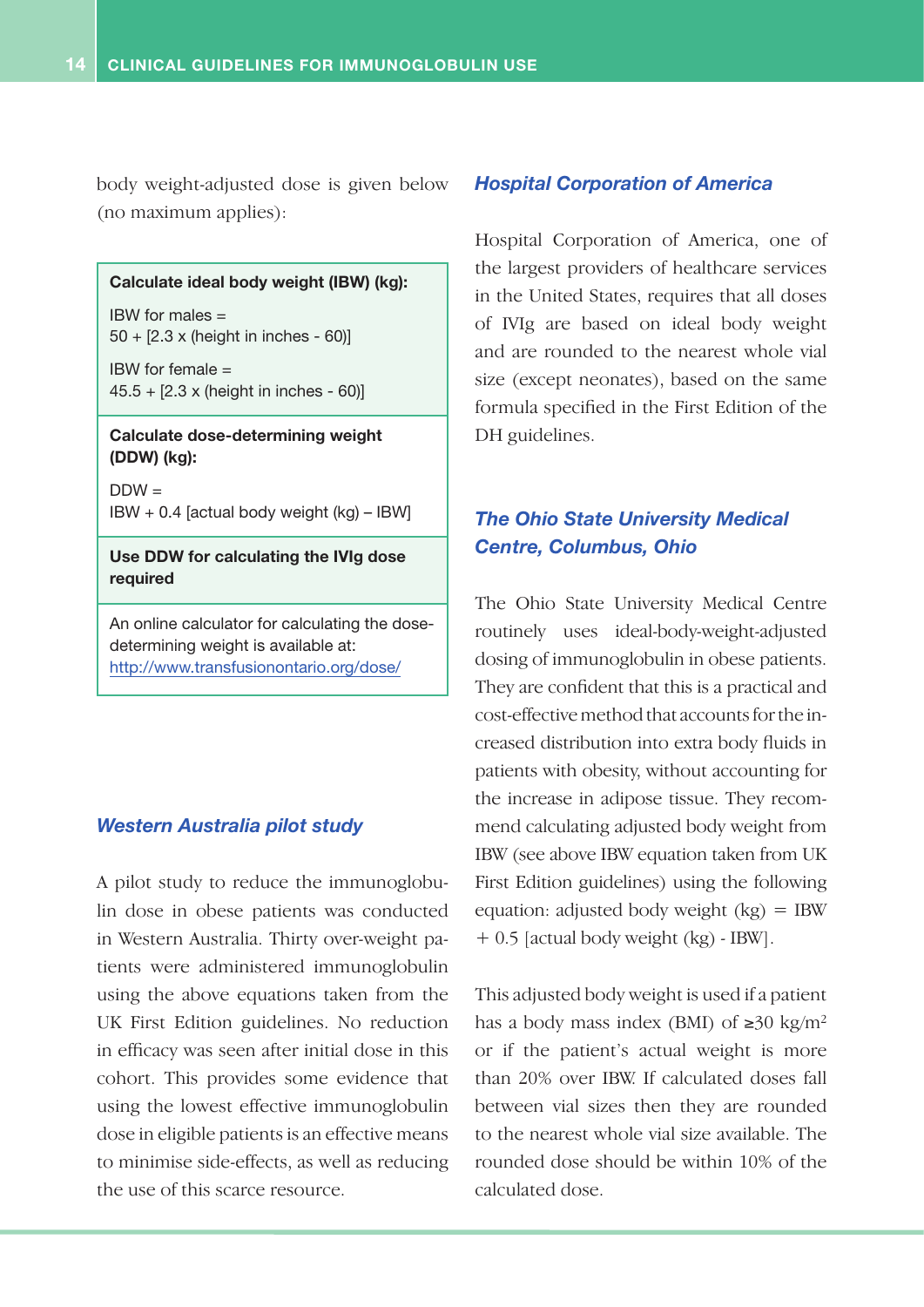body weight-adjusted dose is given below (no maximum applies):

| **Calculate ideal body weight (IBW) (kg):**<br><br>IBW for males =<br>50 + [2.3 x (height in inches - 60)]<br><br>IBW for female =<br>45.5 + [2.3 x (height in inches - 60)] |
|---|
| **Calculate dose-determining weight (DDW) (kg):**<br><br>DDW =<br>IBW + 0.4 [actual body weight (kg) – IBW] |
| **Use DDW for calculating the IVIg dose required** |
| An online calculator for calculating the dose-determining weight is available at: http://www.transfusionontario.org/dose/ |

### *Western Australia pilot study*

A pilot study to reduce the immunoglobulin dose in obese patients was conducted in Western Australia. Thirty over-weight patients were administered immunoglobulin using the above equations taken from the UK First Edition guidelines. No reduction in efficacy was seen after initial dose in this cohort. This provides some evidence that using the lowest effective immunoglobulin dose in eligible patients is an effective means to minimise side-effects, as well as reducing the use of this scarce resource.

### *Hospital Corporation of America*

Hospital Corporation of America, one of the largest providers of healthcare services in the United States, requires that all doses of IVIg are based on ideal body weight and are rounded to the nearest whole vial size (except neonates), based on the same formula specified in the First Edition of the DH guidelines.

### *The Ohio State University Medical Centre, Columbus, Ohio*

The Ohio State University Medical Centre routinely uses ideal-body-weight-adjusted dosing of immunoglobulin in obese patients. They are confident that this is a practical and cost-effective method that accounts for the increased distribution into extra body fluids in patients with obesity, without accounting for the increase in adipose tissue. They recommend calculating adjusted body weight from IBW (see above IBW equation taken from UK First Edition guidelines) using the following equation: adjusted body weight (kg) = IBW + 0.5 [actual body weight (kg) - IBW].

This adjusted body weight is used if a patient has a body mass index (BMI) of $\geq 30$ kg/m$^2$ or if the patient's actual weight is more than 20% over IBW. If calculated doses fall between vial sizes then they are rounded to the nearest whole vial size available. The rounded dose should be within 10% of the calculated dose.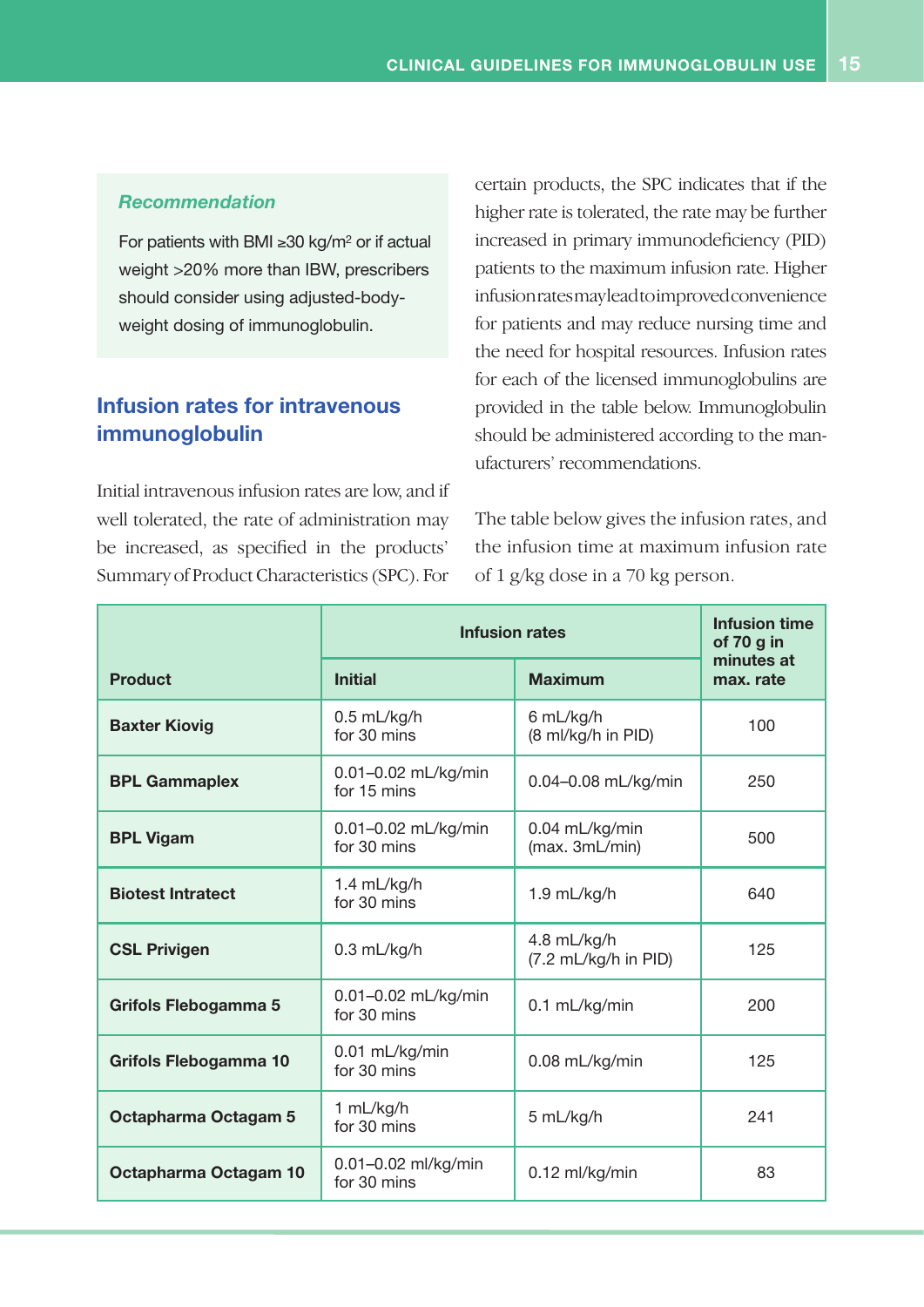*Recommendation*

For patients with BMI ≥30 kg/m² or if actual weight >20% more than IBW, prescribers should consider using adjusted-body-weight dosing of immunoglobulin.

## Infusion rates for intravenous immunoglobulin

Initial intravenous infusion rates are low, and if well tolerated, the rate of administration may be increased, as specified in the products' Summary of Product Characteristics (SPC). For certain products, the SPC indicates that if the higher rate is tolerated, the rate may be further increased in primary immunodeficiency (PID) patients to the maximum infusion rate. Higher infusion rates may lead to improved convenience for patients and may reduce nursing time and the need for hospital resources. Infusion rates for each of the licensed immunoglobulins are provided in the table below. Immunoglobulin should be administered according to the manufacturers' recommendations.

The table below gives the infusion rates, and the infusion time at maximum infusion rate of 1 g/kg dose in a 70 kg person.

| Product | Infusion rates | | Infusion time of 70 g in minutes at max. rate |
|---|---|---|---|
| | Initial | Maximum | |
| **Baxter Kiovig** | 0.5 mL/kg/h for 30 mins | 6 mL/kg/h (8 ml/kg/h in PID) | 100 |
| **BPL Gammaplex** | 0.01–0.02 mL/kg/min for 15 mins | 0.04–0.08 mL/kg/min | 250 |
| **BPL Vigam** | 0.01–0.02 mL/kg/min for 30 mins | 0.04 mL/kg/min (max. 3mL/min) | 500 |
| **Biotest Intratect** | 1.4 mL/kg/h for 30 mins | 1.9 mL/kg/h | 640 |
| **CSL Privigen** | 0.3 mL/kg/h | 4.8 mL/kg/h (7.2 mL/kg/h in PID) | 125 |
| **Grifols Flebogamma 5** | 0.01–0.02 mL/kg/min for 30 mins | 0.1 mL/kg/min | 200 |
| **Grifols Flebogamma 10** | 0.01 mL/kg/min for 30 mins | 0.08 mL/kg/min | 125 |
| **Octapharma Octagam 5** | 1 mL/kg/h for 30 mins | 5 mL/kg/h | 241 |
| **Octapharma Octagam 10** | 0.01–0.02 ml/kg/min for 30 mins | 0.12 ml/kg/min | 83 |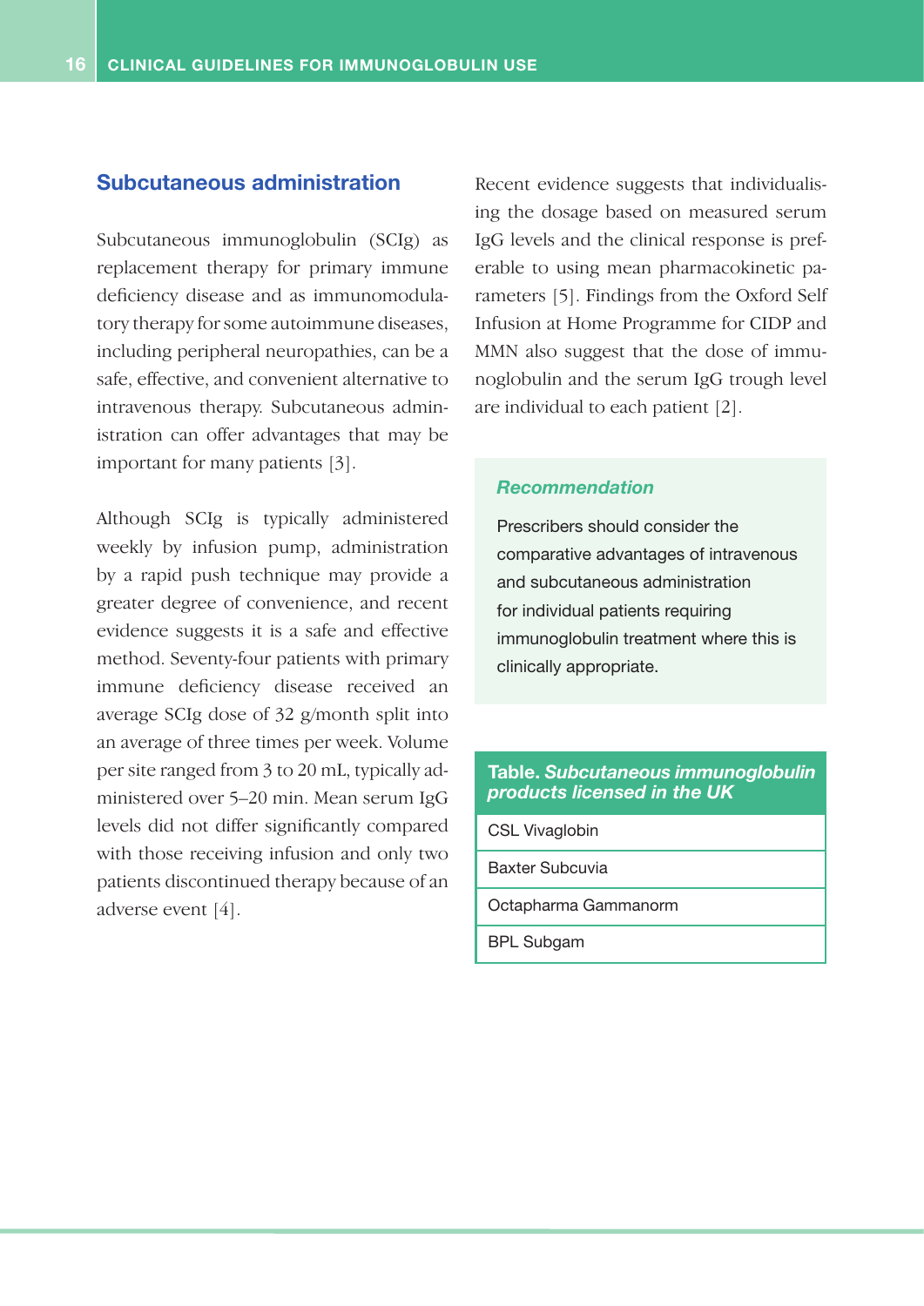## Subcutaneous administration

Subcutaneous immunoglobulin (SCIg) as replacement therapy for primary immune deficiency disease and as immunomodulatory therapy for some autoimmune diseases, including peripheral neuropathies, can be a safe, effective, and convenient alternative to intravenous therapy. Subcutaneous administration can offer advantages that may be important for many patients [3].

Although SCIg is typically administered weekly by infusion pump, administration by a rapid push technique may provide a greater degree of convenience, and recent evidence suggests it is a safe and effective method. Seventy-four patients with primary immune deficiency disease received an average SCIg dose of 32 g/month split into an average of three times per week. Volume per site ranged from 3 to 20 mL, typically administered over 5–20 min. Mean serum IgG levels did not differ significantly compared with those receiving infusion and only two patients discontinued therapy because of an adverse event [4].

Recent evidence suggests that individualising the dosage based on measured serum IgG levels and the clinical response is preferable to using mean pharmacokinetic parameters [5]. Findings from the Oxford Self Infusion at Home Programme for CIDP and MMN also suggest that the dose of immunoglobulin and the serum IgG trough level are individual to each patient [2].

> ***Recommendation***
>
> Prescribers should consider the comparative advantages of intravenous and subcutaneous administration for individual patients requiring immunoglobulin treatment where this is clinically appropriate.

| **Table.** ***Subcutaneous immunoglobulin products licensed in the UK*** |
|---|
| CSL Vivaglobin |
| Baxter Subcuvia |
| Octapharma Gammanorm |
| BPL Subgam |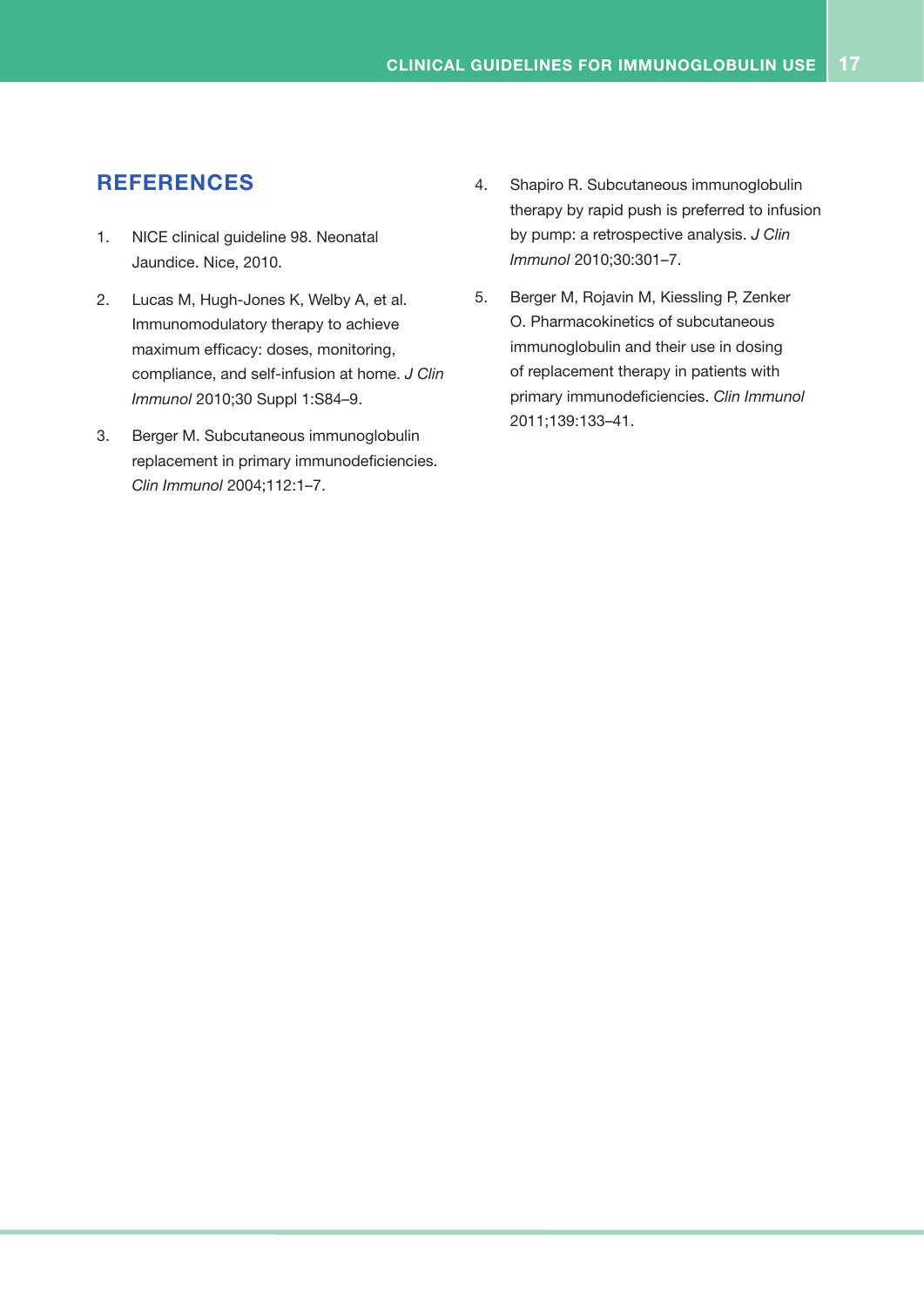## REFERENCES

1. NICE clinical guideline 98. Neonatal Jaundice. Nice, 2010.

2. Lucas M, Hugh-Jones K, Welby A, et al. Immunomodulatory therapy to achieve maximum efficacy: doses, monitoring, compliance, and self-infusion at home. *J Clin Immunol* 2010;30 Suppl 1:S84–9.

3. Berger M. Subcutaneous immunoglobulin replacement in primary immunodeficiencies. *Clin Immunol* 2004;112:1–7.

4. Shapiro R. Subcutaneous immunoglobulin therapy by rapid push is preferred to infusion by pump: a retrospective analysis. *J Clin Immunol* 2010;30:301–7.

5. Berger M, Rojavin M, Kiessling P, Zenker O. Pharmacokinetics of subcutaneous immunoglobulin and their use in dosing of replacement therapy in patients with primary immunodeficiencies. *Clin Immunol* 2011;139:133–41.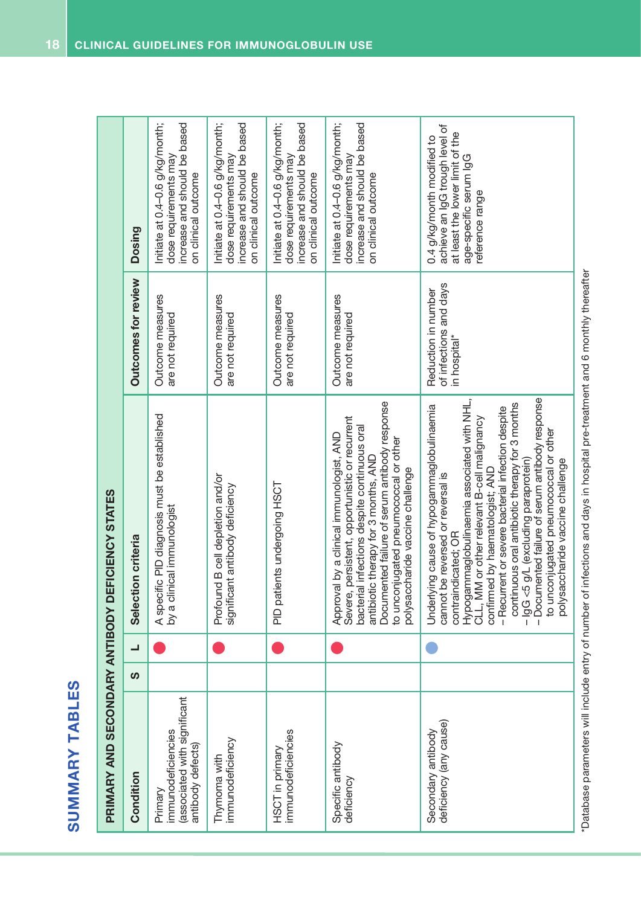# SUMMARY TABLES

| PRIMARY AND SECONDARY ANTIBODY DEFICIENCY STATES | | | | | |
|---|---|---|---|---|---|
| **Condition** | **S** | **L** | **Selection criteria** | **Outcomes for review** | **Dosing** |
| Primary immunodeficiencies (associated with significant antibody defects) | | ● | A specific PID diagnosis must be established by a clinical immunologist | Outcome measures are not required | Initiate at 0.4–0.6 g/kg/month; dose requirements may increase and should be based on clinical outcome |
| Thymoma with immunodeficiency | | ● | Profound B cell depletion and/or significant antibody deficiency | Outcome measures are not required | Initiate at 0.4–0.6 g/kg/month; dose requirements may increase and should be based on clinical outcome |
| HSCT in primary immunodeficiencies | | ● | PID patients undergoing HSCT | Outcome measures are not required | Initiate at 0.4–0.6 g/kg/month; dose requirements may increase and should be based on clinical outcome |
| Specific antibody deficiency | | ● | Approval by a clinical immunologist, AND<br>Severe, persistent, opportunistic or recurrent bacterial infections despite continuous oral antibiotic therapy for 3 months, AND<br>Documented failure of serum antibody response to unconjugated pneumococcal or other polysaccharide vaccine challenge | Outcome measures are not required | Initiate at 0.4–0.6 g/kg/month; dose requirements may increase and should be based on clinical outcome |
| Secondary antibody deficiency (any cause) | | ● | Underlying cause of hypogammaglobulinaemia cannot be reversed or reversal is contraindicated; OR<br>Hypogammaglobulinaemia associated with NHL, CLL, MM or other relevant B-cell malignancy confirmed by haematologist; AND<br>– Recurrent or severe bacterial infection despite continuous oral antibiotic therapy for 3 months<br>– IgG <5 g/L (excluding paraprotein)<br>– Documented failure of serum antibody response to unconjugated pneumococcal or other polysaccharide vaccine challenge | Reduction in number of infections and days in hospital* | 0.4 g/kg/month modified to achieve an IgG trough level of at least the lower limit of the age-specific serum IgG reference range |

*Database parameters will include entry of number of infections and days in hospital pre-treatment and 6 monthly thereafter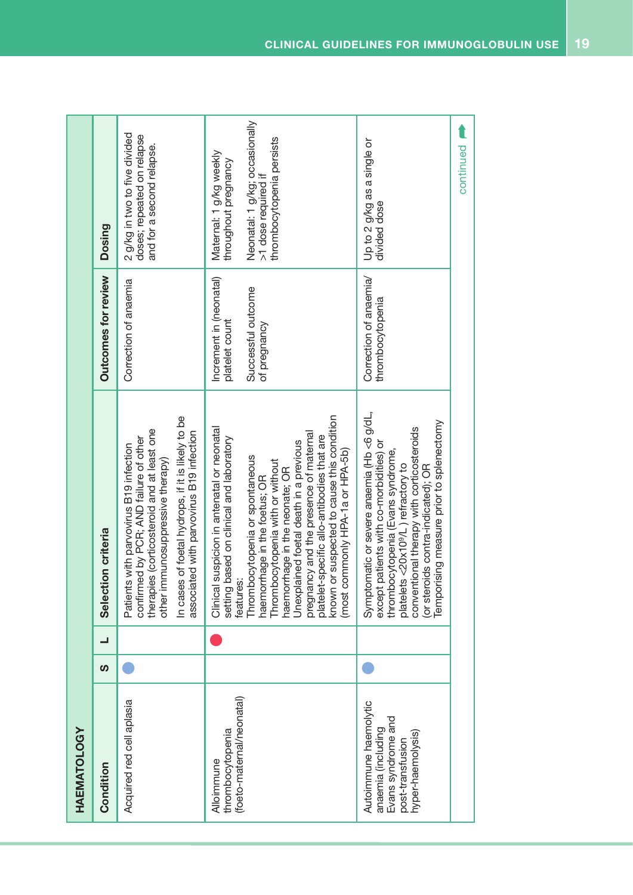## HAEMATOLOGY

| Condition | S | L | Selection criteria | Outcomes for review | Dosing |
|---|---|---|---|---|---|
| Acquired red cell aplasia | ● | | Patients with parvovirus B19 infection confirmed by PCR; AND failure of other therapies (corticosteroid and at least one other immunosuppressive therapy)<br><br>In cases of foetal hydrops, if it is likely to be associated with parvovirus B19 infection | Correction of anaemia | 2 g/kg in two to five divided doses; repeated on relapse and for a second relapse. |
| Alloimmune thrombocytopenia (foeto-maternal/neonatal) | | ● | Clinical suspicion in antenatal or neonatal setting based on clinical and laboratory features:<br>Thrombocytopenia or spontaneous haemorrhage in the foetus; OR<br>Thrombocytopenia with or without haemorrhage in the neonate; OR<br>Unexplained foetal death in a previous pregnancy and the presence of maternal platelet-specific allo-antibodies that are known or suspected to cause this condition (most commonly HPA-1a or HPA-5b) | Increment in (neonatal) platelet count<br><br>Successful outcome of pregnancy | Maternal: 1 g/kg weekly throughout pregnancy<br><br>Neonatal: 1 g/kg; occasionally >1 dose required if thrombocytopenia persists |
| Autoimmune haemolytic anaemia (including Evans syndrome and post-transfusion hyper-haemolysis) | ● | | Symptomatic or severe anaemia (Hb <6 g/dL, except patients with co-morbidities) or thrombocytopenia (Evans syndrome, platelets $<20x10^9/L$ ) refractory to conventional therapy with corticosteroids (or steroids contra-indicated); OR<br>Temporising measure prior to splenectomy | Correction of anaemia/ thrombocytopenia | Up to 2 g/kg as a single or divided dose |

continued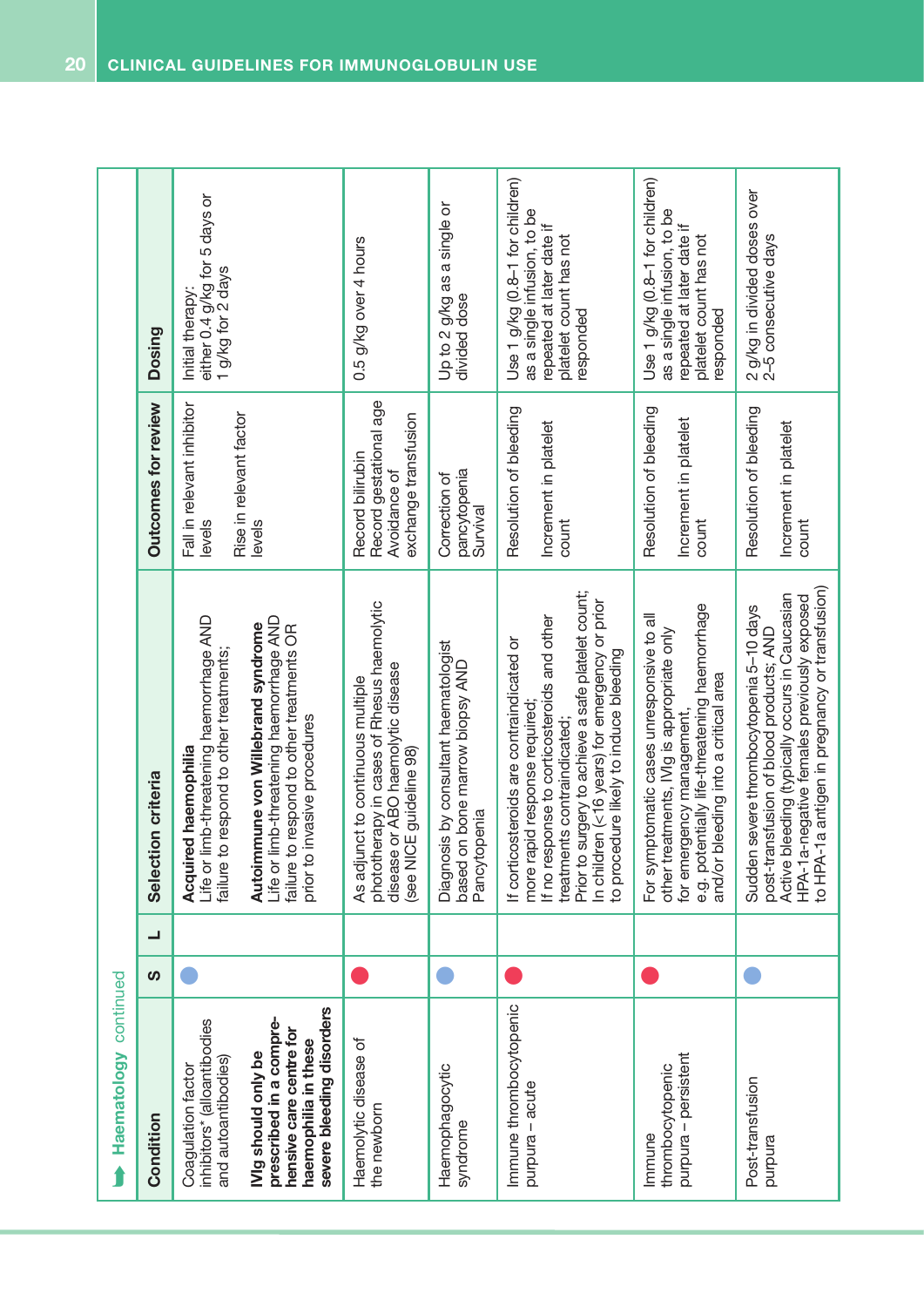## Haematology continued

| Condition | S | L | Selection criteria | Outcomes for review | Dosing |
|---|---|---|---|---|---|
| Coagulation factor inhibitors* (alloantibodies and autoantibodies)<br><br>**IVIg should only be prescribed in a comprehensive care centre for haemophilia in these severe bleeding disorders** | ● (blue) | | **Acquired haemophilia**<br>Life or limb-threatening haemorrhage AND failure to respond to other treatments;<br><br>**Autoimmune von Willebrand syndrome**<br>Life or limb-threatening haemorrhage AND failure to respond to other treatments OR prior to invasive procedures | Fall in relevant inhibitor levels<br><br>Rise in relevant factor levels | Initial therapy:<br>either 0.4 g/kg for 5 days or 1 g/kg for 2 days |
| Haemolytic disease of the newborn | ● (red) | | As adjunct to continuous multiple phototherapy in cases of Rhesus haemolytic disease or ABO haemolytic disease (see NICE guideline 98) | Record bilirubin<br>Record gestational age<br>Avoidance of exchange transfusion | 0.5 g/kg over 4 hours |
| Haemophagocytic syndrome | ● (blue) | | Diagnosis by consultant haematologist based on bone marrow biopsy AND<br>Pancytopenia | Correction of pancytopenia<br>Survival | Up to 2 g/kg as a single or divided dose |
| Immune thrombocytopenic purpura – acute | ● (red) | | If corticosteroids are contraindicated or more rapid response required;<br>If no response to corticosteroids and other treatments contraindicated;<br>Prior to surgery to achieve a safe platelet count;<br>In children (<16 years) for emergency or prior to procedure likely to induce bleeding | Resolution of bleeding<br><br>Increment in platelet count | Use 1 g/kg (0.8–1 for children) as a single infusion, to be repeated at later date if platelet count has not responded |
| Immune thrombocytopenic purpura – persistent | ● (red) | | For symptomatic cases unresponsive to all other treatments, IVIg is appropriate only for emergency management,<br>e.g. potentially life-threatening haemorrhage and/or bleeding into a critical area | Resolution of bleeding<br><br>Increment in platelet count | Use 1 g/kg (0.8–1 for children) as a single infusion, to be repeated at later date if platelet count has not responded |
| Post-transfusion purpura | ● (blue) | | Sudden severe thrombocytopenia 5–10 days post-transfusion of blood products; AND<br>Active bleeding (typically occurs in Caucasian HPA-1a-negative females previously exposed to HPA-1a antigen in pregnancy or transfusion) | Resolution of bleeding<br><br>Increment in platelet count | 2 g/kg in divided doses over 2–5 consecutive days |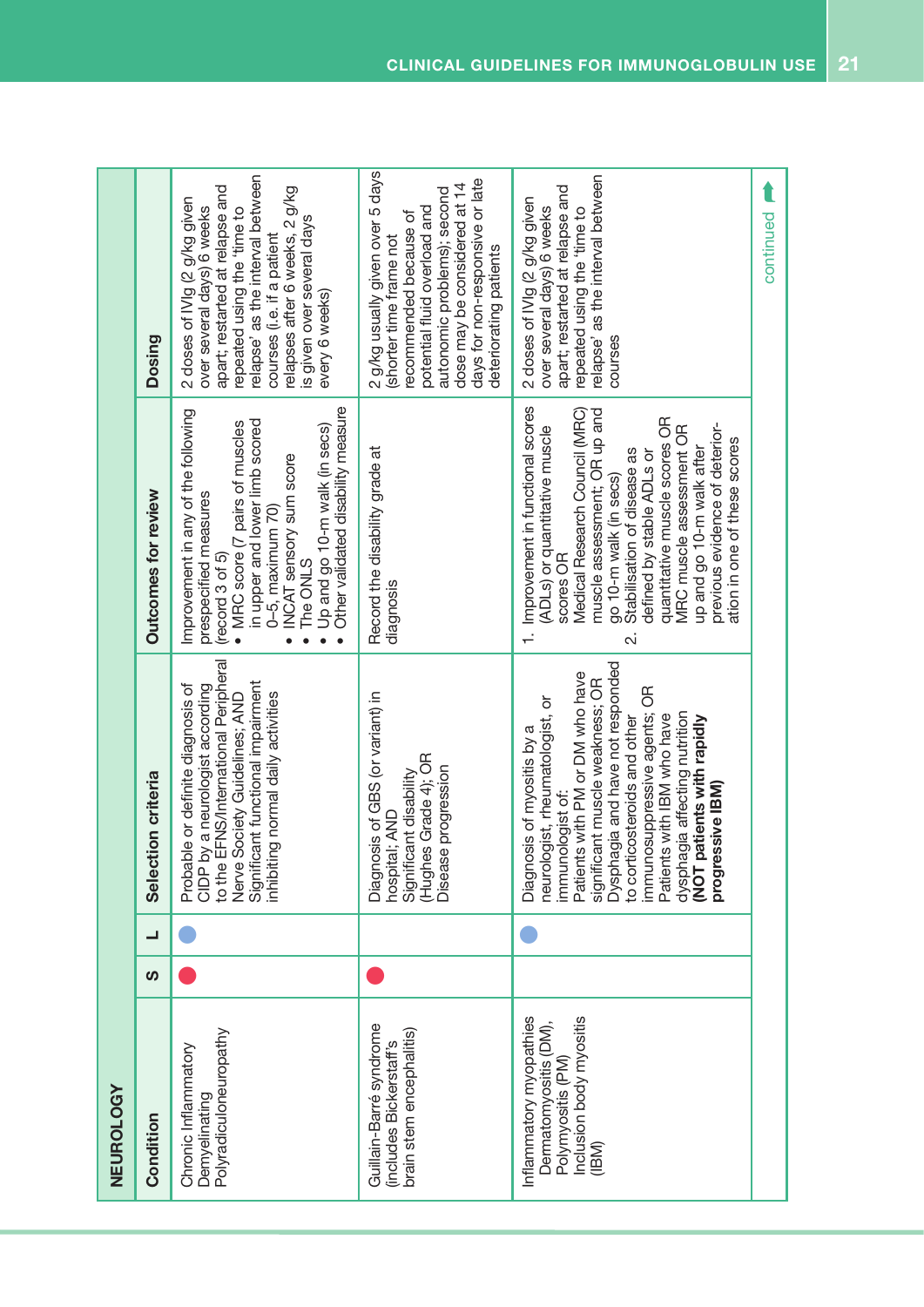## NEUROLOGY

| Condition | S | L | Selection criteria | Outcomes for review | Dosing |
|---|---|---|---|---|---|
| Chronic Inflammatory Demyelinating Polyradiculoneuropathy | ● | ● | Probable or definite diagnosis of CIDP by a neurologist according to the EFNS/International Peripheral Nerve Society Guidelines; AND Significant functional impairment inhibiting normal daily activities | Improvement in any of the following prespecified measures (record 3 of 5)<br>• MRC score (7 pairs of muscles in upper and lower limb scored 0–5, maximum 70)<br>• INCAT sensory sum score<br>• The ONLS<br>• Up and go 10-m walk (in secs)<br>• Other validated disability measure | 2 doses of IVIg (2 g/kg given over several days) 6 weeks apart; restarted at relapse and repeated using the 'time to relapse' as the interval between courses (i.e. if a patient relapses after 6 weeks, 2 g/kg is given over several days every 6 weeks) |
| Guillain-Barré syndrome (includes Bickerstaff's brain stem encephalitis) | ● | | Diagnosis of GBS (or variant) in hospital; AND Significant disability (Hughes Grade 4); OR Disease progression | Record the disability grade at diagnosis | 2 g/kg usually given over 5 days (shorter time frame not recommended because of potential fluid overload and autonomic problems); second dose may be considered at 14 days for non-responsive or late deteriorating patients |
| Inflammatory myopathies Dermatomyositis (DM), Polymyositis (PM) Inclusion body myositis (IBM) | | ● | Diagnosis of myositis by a neurologist, rheumatologist, or immunologist of:<br>Patients with PM or DM who have significant muscle weakness; OR Dysphagia and have not responded to corticosteroids and other immunosuppressive agents; OR Patients with IBM who have dysphagia affecting nutrition **(NOT patients with rapidly progressive IBM)** | 1. Improvement in functional scores (ADLs) or quantitative muscle scores OR Medical Research Council (MRC) muscle assessment; OR up and go 10-m walk (in secs)<br>2. Stabilisation of disease as defined by stable ADLs or quantitative muscle scores OR MRC muscle assessment OR up and go 10-m walk after previous evidence of deterioration in one of these scores | 2 doses of IVIg (2 g/kg given over several days) 6 weeks apart; restarted at relapse and repeated using the 'time to relapse' as the interval between courses |

continued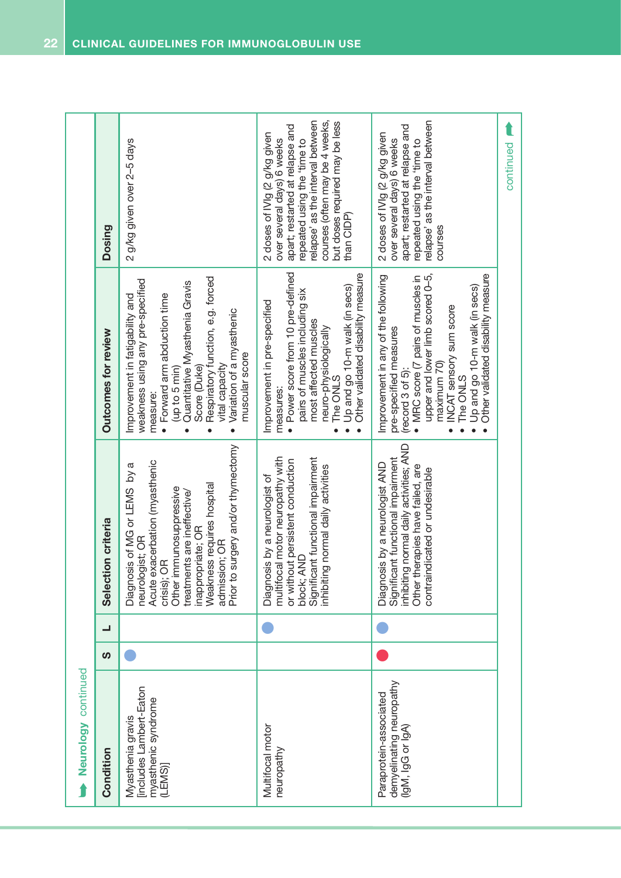## Neurology continued

| Condition | S | L | Selection criteria | Outcomes for review | Dosing |
|---|---|---|---|---|---|
| Myasthenia gravis [includes Lambert-Eaton myasthenic syndrome (LEMS)] | ● | | Diagnosis of MG or LEMS by a neurologist; OR<br>Acute exacerbation (myasthenic crisis); OR<br>Other immunosuppressive treatments are ineffective/ inappropriate; OR<br>Weakness requires hospital admission; OR<br>Prior to surgery and/or thymectomy | Improvement in fatigability and weakness using any pre-specified measure:<br>• Forward arm abduction time (up to 5 min)<br>• Quantitative Myasthenia Gravis Score (Duke)<br>• Respiratory function, e.g. forced vital capacity<br>• Variation of a myasthenic muscular score | 2 g/kg given over 2–5 days |
| Multifocal motor neuropathy | | ● | Diagnosis by a neurologist of multifocal motor neuropathy with or without persistent conduction block; AND<br>Significant functional impairment inhibiting normal daily activities | Improvement in pre-specified measures:<br>• Power score from 10 pre-defined pairs of muscles including six most affected muscles neuro-physiologically<br>• The ONLS<br>• Up and go 10-m walk (in secs)<br>• Other validated disability measure | 2 doses of IVIg (2 g/kg given over several days) 6 weeks apart; restarted at relapse and repeated using the 'time to relapse' as the interval between courses (often may be 4 weeks, but doses required may be less than CIDP) |
| Paraprotein-associated demyelinating neuropathy (IgM, IgG or IgA) | ● | ● | Diagnosis by a neurologist AND<br>Significant functional impairment inhibiting normal daily activities; AND<br>Other therapies have failed, are contraindicated or undesirable | Improvement in any of the following pre-specified measures (record 3 of 5):<br>• MRC score (7 pairs of muscles in upper and lower limb scored 0–5, maximum 70)<br>• INCAT sensory sum score<br>• The ONLS<br>• Up and go 10-m walk (in secs)<br>• Other validated disability measure | 2 doses of IVIg (2 g/kg given over several days) 6 weeks apart; restarted at relapse and repeated using the 'time to relapse' as the interval between courses |

continued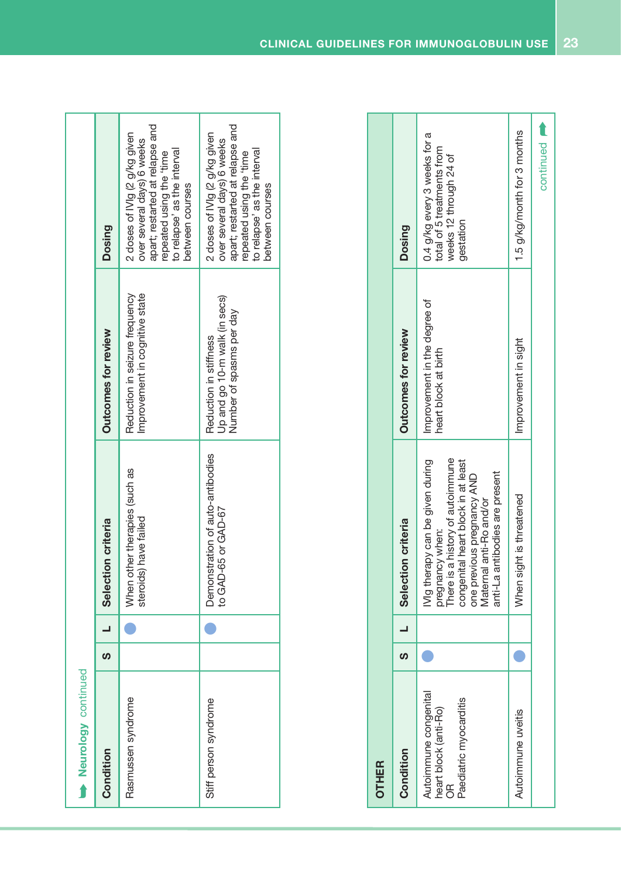## Neurology continued

| Condition | S | L | Selection criteria | Outcomes for review | Dosing |
|---|---|---|---|---|---|
| Rasmussen syndrome | | ● | When other therapies (such as steroids) have failed | Reduction in seizure frequency<br>Improvement in cognitive state | 2 doses of IVIg (2 g/kg given over several days) 6 weeks apart; restarted at relapse and repeated using the 'time to relapse' as the interval between courses |
| Stiff person syndrome | | ● | Demonstration of auto-antibodies to GAD-65 or GAD-67 | Reduction in stiffness<br>Up and go 10-m walk (in secs)<br>Number of spasms per day | 2 doses of IVIg (2 g/kg given over several days) 6 weeks apart; restarted at relapse and repeated using the 'time to relapse' as the interval between courses |

## OTHER

| Condition | S | L | Selection criteria | Outcomes for review | Dosing |
|---|---|---|---|---|---|
| Autoimmune congenital heart block (anti-Ro)<br>OR<br>Paediatric myocarditis | ● | | IVIg therapy can be given during pregnancy when:<br>There is a history of autoimmune congenital heart block in at least one previous pregnancy AND<br>Maternal anti-Ro and/or anti-La antibodies are present | Improvement in the degree of heart block at birth | 0.4 g/kg every 3 weeks for a total of 5 treatments from weeks 12 through 24 of gestation |
| Autoimmune uveitis | ● | | When sight is threatened | Improvement in sight | 1.5 g/kg/month for 3 months |

continued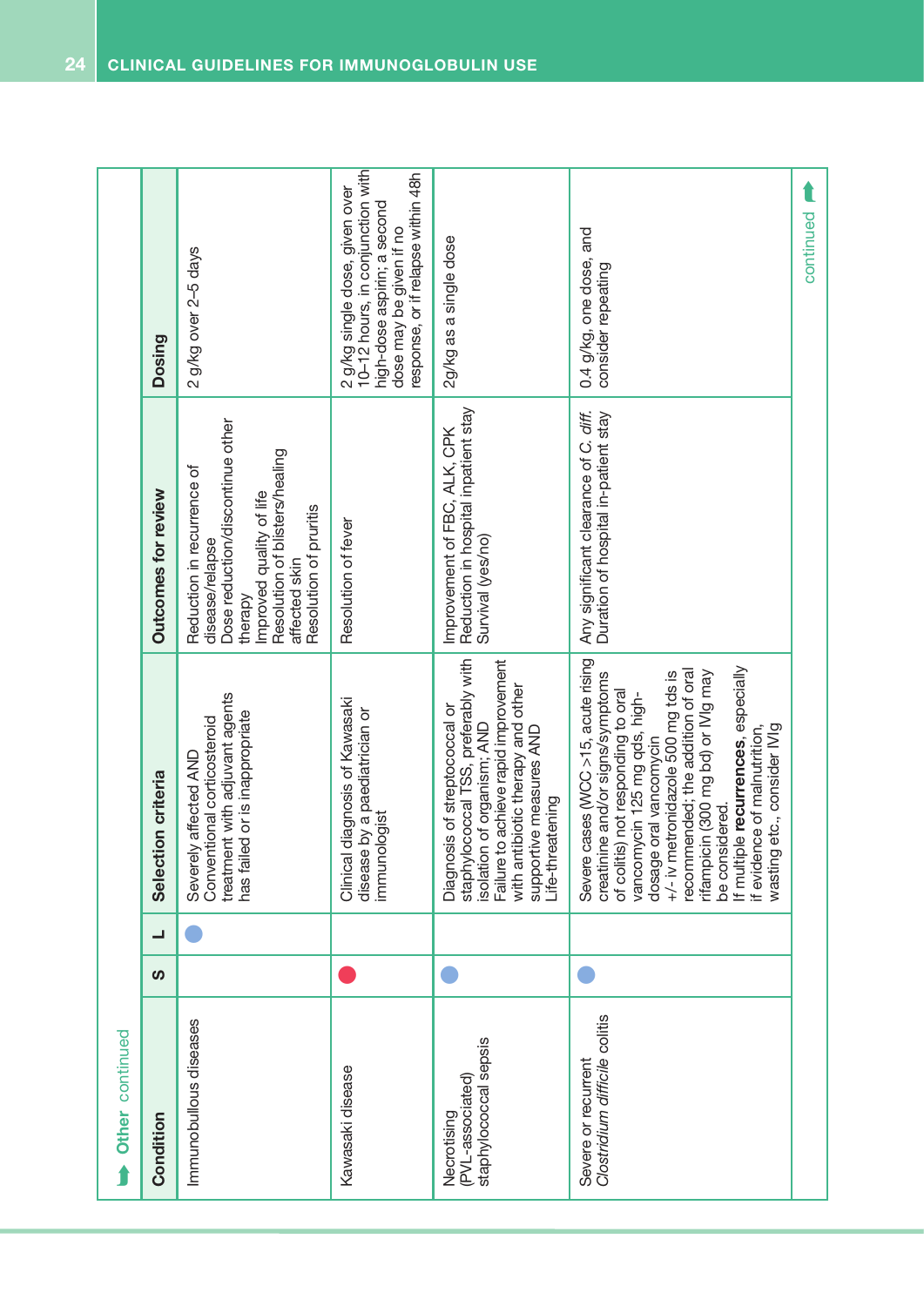## Other continued

| Condition | S | L | Selection criteria | Outcomes for review | Dosing |
|---|---|---|---|---|---|
| Immunobullous diseases | | ● | Severely affected AND<br>Conventional corticosteroid treatment with adjuvant agents has failed or is inappropriate | Reduction in recurrence of disease/relapse<br>Dose reduction/discontinue other therapy<br>Improved quality of life<br>Resolution of blisters/healing affected skin<br>Resolution of pruritis | 2 g/kg over 2–5 days |
| Kawasaki disease | ● | | Clinical diagnosis of Kawasaki disease by a paediatrician or immunologist | Resolution of fever | 2 g/kg single dose, given over 10–12 hours, in conjunction with high-dose aspirin; a second dose may be given if no response, or if relapse within 48h |
| Necrotising (PVL-associated) staphylococcal sepsis | ● | | Diagnosis of streptococcal or staphylococcal TSS, preferably with isolation of organism; AND<br>Failure to achieve rapid improvement with antibiotic therapy and other supportive measures AND<br>Life-threatening | Improvement of FBC, ALK, CPK<br>Reduction in hospital inpatient stay<br>Survival (yes/no) | 2g/kg as a single dose |
| Severe or recurrent *Clostridium difficile* colitis | ● | | Severe cases (WCC >15, acute rising creatinine and/or signs/symptoms of colitis) not responding to oral vancomycin 125 mg qds, high-dosage oral vancomycin +/- iv metronidazole 500 mg tds is recommended; the addition of oral rifampicin (300 mg bd) or IVIg may be considered.<br>If multiple **recurrences**, especially if evidence of malnutrition, wasting etc., consider IVIg | Any significant clearance of *C. diff.*<br>Duration of hospital in-patient stay | 0.4 g/kg, one dose, and consider repeating |

continued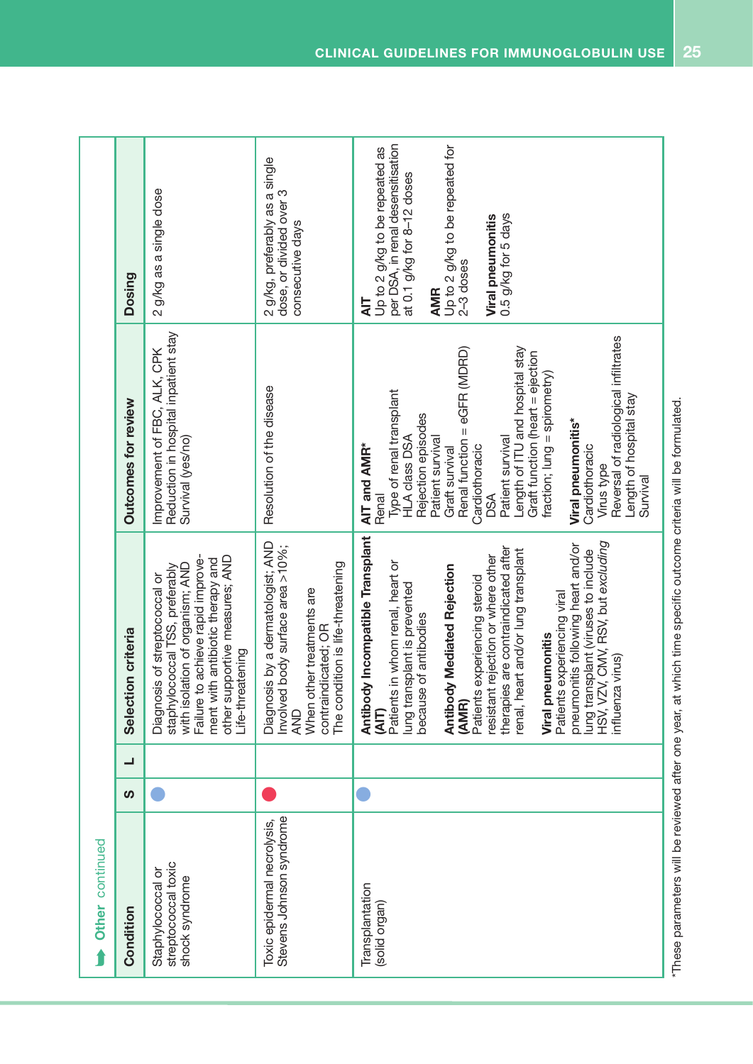## Other continued

| Condition | S | L | Selection criteria | Outcomes for review | Dosing |
|---|---|---|---|---|---|
| Staphylococcal or streptococcal toxic shock syndrome | ● (blue) | | Diagnosis of streptococcal or staphylococcal TSS, preferably with isolation of organism; AND<br>Failure to achieve rapid improvement with antibiotic therapy and other supportive measures; AND<br>Life-threatening | Improvement of FBC, ALK, CPK<br>Reduction in hospital inpatient stay<br>Survival (yes/no) | 2 g/kg as a single dose |
| Toxic epidermal necrolysis, Stevens Johnson syndrome | ● (red) | | Diagnosis by a dermatologist; AND<br>Involved body surface area >10%; AND<br>When other treatments are contraindicated; OR<br>The condition is life-threatening | Resolution of the disease | 2 g/kg, preferably as a single dose, or divided over 3 consecutive days |
| Transplantation (solid organ) | ● (blue) | | **Antibody Incompatible Transplant (AIT)**<br>Patients in whom renal, heart or lung transplant is prevented because of antibodies<br><br>**Antibody Mediated Rejection (AMR)**<br>Patients experiencing steroid resistant rejection or where other therapies are contraindicated after renal, heart and/or lung transplant<br><br>**Viral pneumonitis**<br>Patients experiencing viral pneumonitis following heart and/or lung transplant (viruses to include HSV, VZV, CMV, RSV, but *excluding* influenza virus) | **AIT and AMR***<br>Renal<br>Type of renal transplant<br>HLA class DSA<br>Rejection episodes<br>Patient survival<br>Graft survival<br>Renal function = eGFR (MDRD)<br>Cardiothoracic<br>DSA<br>Patient survival<br>Length of ITU and hospital stay<br>Graft function (heart = ejection fraction; lung = spirometry)<br><br>**Viral pneumonitis***<br>Cardiothoracic<br>Virus type<br>Reversal of radiological infiltrates<br>Length of hospital stay<br>Survival | **AIT**<br>Up to 2 g/kg to be repeated as per DSA, in renal desensitisation at 0.1 g/kg for 8–12 doses<br><br>**AMR**<br>Up to 2 g/kg to be repeated for 2–3 doses<br><br>**Viral pneumonitis**<br>0.5 g/kg for 5 days |

*These parameters will be reviewed after one year, at which time specific outcome criteria will be formulated.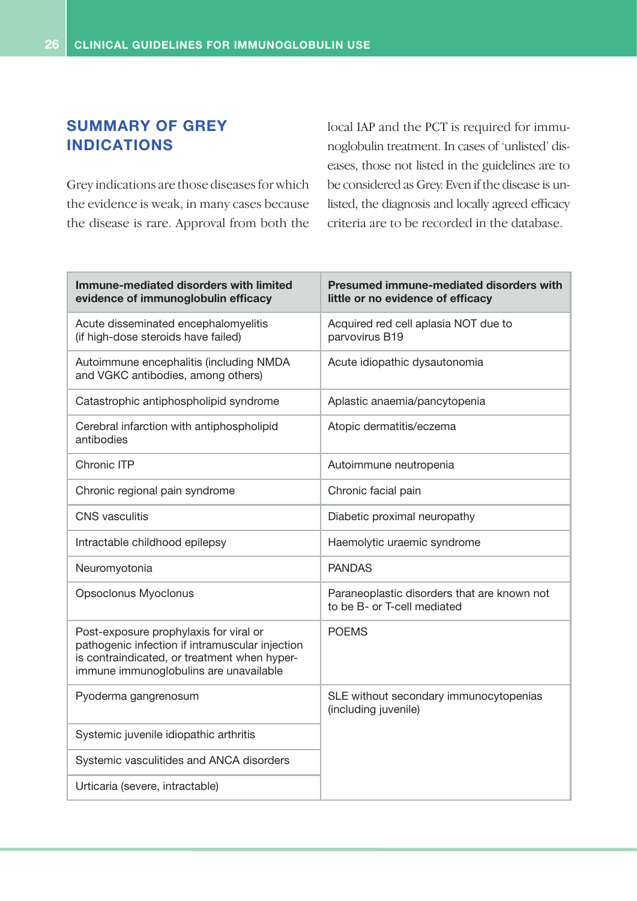## SUMMARY OF GREY INDICATIONS

Grey indications are those diseases for which the evidence is weak, in many cases because the disease is rare. Approval from both the local IAP and the PCT is required for immunoglobulin treatment. In cases of 'unlisted' diseases, those not listed in the guidelines are to be considered as Grey. Even if the disease is unlisted, the diagnosis and locally agreed efficacy criteria are to be recorded in the database.

| Immune-mediated disorders with limited evidence of immunoglobulin efficacy | Presumed immune-mediated disorders with little or no evidence of efficacy |
|---|---|
| Acute disseminated encephalomyelitis (if high-dose steroids have failed) | Acquired red cell aplasia NOT due to parvovirus B19 |
| Autoimmune encephalitis (including NMDA and VGKC antibodies, among others) | Acute idiopathic dysautonomia |
| Catastrophic antiphospholipid syndrome | Aplastic anaemia/pancytopenia |
| Cerebral infarction with antiphospholipid antibodies | Atopic dermatitis/eczema |
| Chronic ITP | Autoimmune neutropenia |
| Chronic regional pain syndrome | Chronic facial pain |
| CNS vasculitis | Diabetic proximal neuropathy |
| Intractable childhood epilepsy | Haemolytic uraemic syndrome |
| Neuromyotonia | PANDAS |
| Opsoclonus Myoclonus | Paraneoplastic disorders that are known not to be B- or T-cell mediated |
| Post-exposure prophylaxis for viral or pathogenic infection if intramuscular injection is contraindicated, or treatment when hyper-immune immunoglobulins are unavailable | POEMS |
| Pyoderma gangrenosum | SLE without secondary immunocytopenias (including juvenile) |
| Systemic juvenile idiopathic arthritis | |
| Systemic vasculitides and ANCA disorders | |
| Urticaria (severe, intractable) | |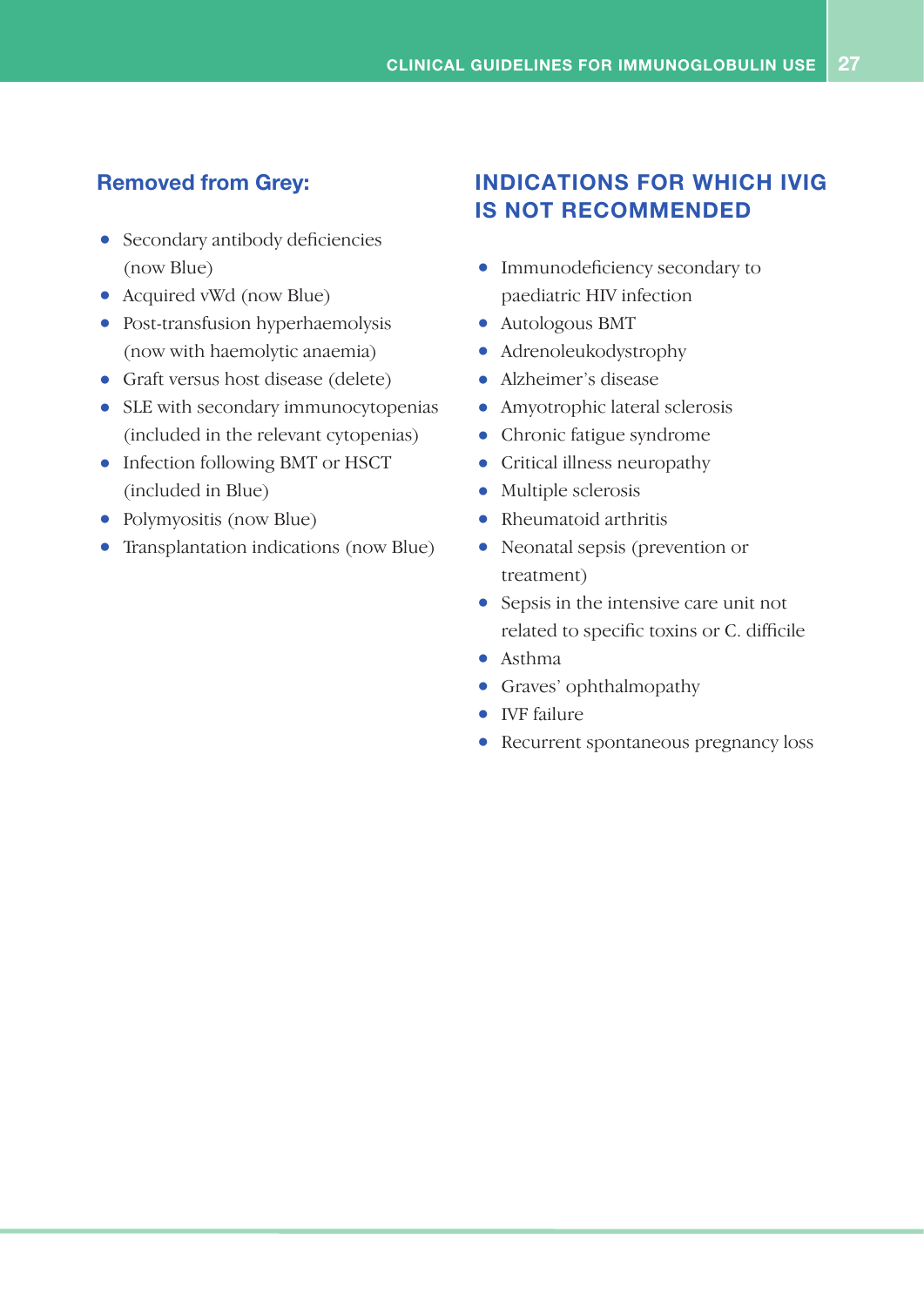## Removed from Grey:

- Secondary antibody deficiencies (now Blue)
- Acquired vWd (now Blue)
- Post-transfusion hyperhaemolysis (now with haemolytic anaemia)
- Graft versus host disease (delete)
- SLE with secondary immunocytopenias (included in the relevant cytopenias)
- Infection following BMT or HSCT (included in Blue)
- Polymyositis (now Blue)
- Transplantation indications (now Blue)

## INDICATIONS FOR WHICH IVIG IS NOT RECOMMENDED

- Immunodeficiency secondary to paediatric HIV infection
- Autologous BMT
- Adrenoleukodystrophy
- Alzheimer's disease
- Amyotrophic lateral sclerosis
- Chronic fatigue syndrome
- Critical illness neuropathy
- Multiple sclerosis
- Rheumatoid arthritis
- Neonatal sepsis (prevention or treatment)
- Sepsis in the intensive care unit not related to specific toxins or C. difficile
- Asthma
- Graves' ophthalmopathy
- IVF failure
- Recurrent spontaneous pregnancy loss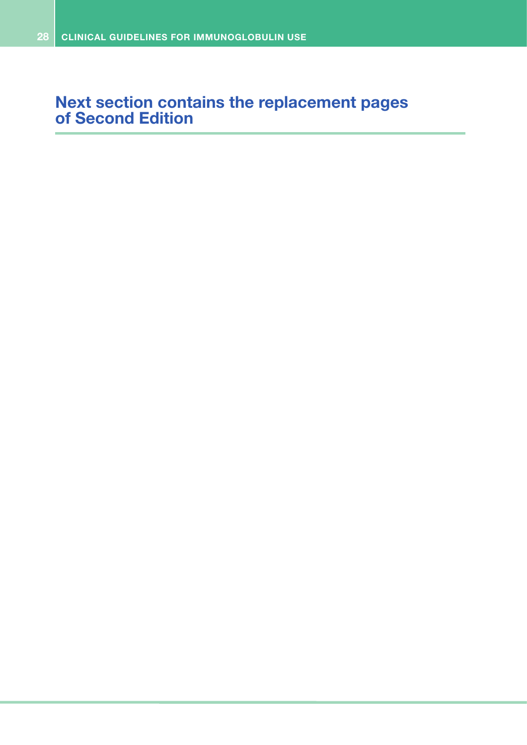## Next section contains the replacement pages of Second Edition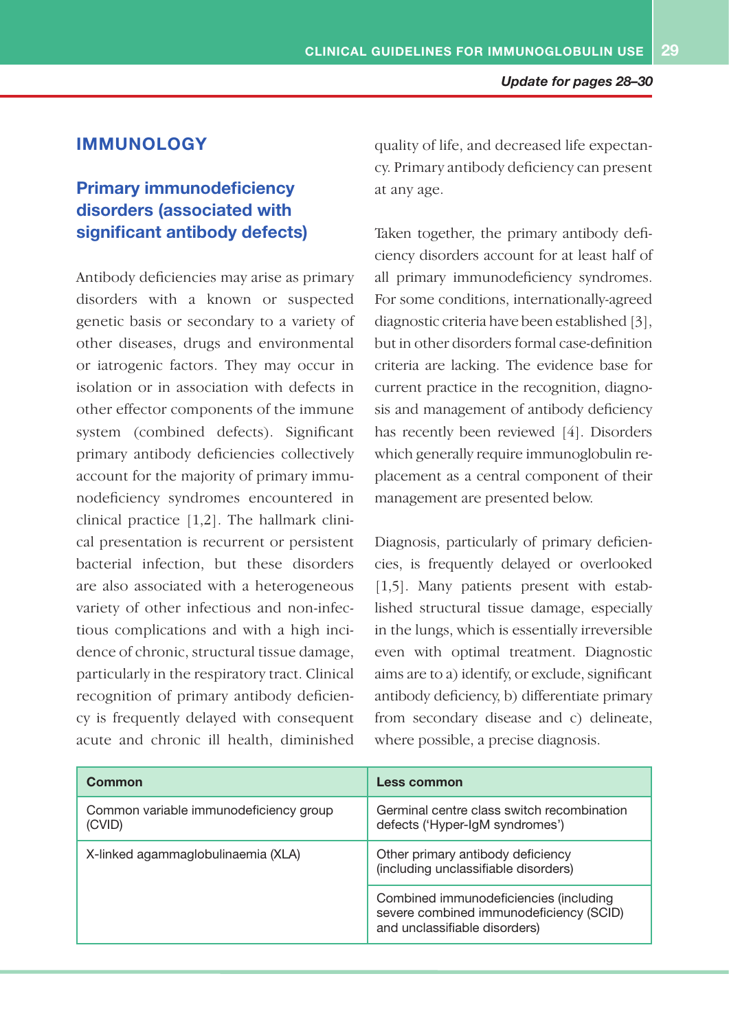*Update for pages 28–30*

## IMMUNOLOGY

### Primary immunodeficiency disorders (associated with significant antibody defects)

Antibody deficiencies may arise as primary disorders with a known or suspected genetic basis or secondary to a variety of other diseases, drugs and environmental or iatrogenic factors. They may occur in isolation or in association with defects in other effector components of the immune system (combined defects). Significant primary antibody deficiencies collectively account for the majority of primary immunodeficiency syndromes encountered in clinical practice [1,2]. The hallmark clinical presentation is recurrent or persistent bacterial infection, but these disorders are also associated with a heterogeneous variety of other infectious and non-infectious complications and with a high incidence of chronic, structural tissue damage, particularly in the respiratory tract. Clinical recognition of primary antibody deficiency is frequently delayed with consequent acute and chronic ill health, diminished quality of life, and decreased life expectancy. Primary antibody deficiency can present at any age.

Taken together, the primary antibody deficiency disorders account for at least half of all primary immunodeficiency syndromes. For some conditions, internationally-agreed diagnostic criteria have been established [3], but in other disorders formal case-definition criteria are lacking. The evidence base for current practice in the recognition, diagnosis and management of antibody deficiency has recently been reviewed [4]. Disorders which generally require immunoglobulin replacement as a central component of their management are presented below.

Diagnosis, particularly of primary deficiencies, is frequently delayed or overlooked [1,5]. Many patients present with established structural tissue damage, especially in the lungs, which is essentially irreversible even with optimal treatment. Diagnostic aims are to a) identify, or exclude, significant antibody deficiency, b) differentiate primary from secondary disease and c) delineate, where possible, a precise diagnosis.

| Common | Less common |
|---|---|
| Common variable immunodeficiency group (CVID) | Germinal centre class switch recombination defects ('Hyper-IgM syndromes') |
| X-linked agammaglobulinaemia (XLA) | Other primary antibody deficiency (including unclassifiable disorders) |
| | Combined immunodeficiencies (including severe combined immunodeficiency (SCID) and unclassifiable disorders) |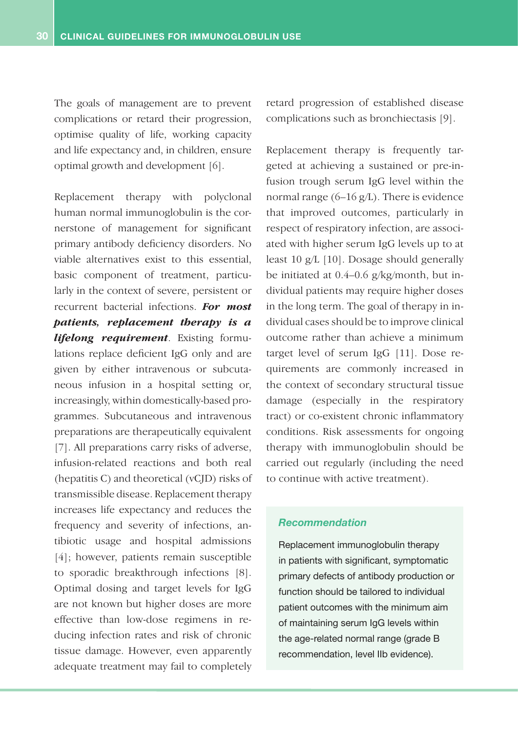The goals of management are to prevent complications or retard their progression, optimise quality of life, working capacity and life expectancy and, in children, ensure optimal growth and development [6].

Replacement therapy with polyclonal human normal immunoglobulin is the cornerstone of management for significant primary antibody deficiency disorders. No viable alternatives exist to this essential, basic component of treatment, particularly in the context of severe, persistent or recurrent bacterial infections. ***For most patients, replacement therapy is a lifelong requirement***. Existing formulations replace deficient IgG only and are given by either intravenous or subcutaneous infusion in a hospital setting or, increasingly, within domestically-based programmes. Subcutaneous and intravenous preparations are therapeutically equivalent [7]. All preparations carry risks of adverse, infusion-related reactions and both real (hepatitis C) and theoretical (vCJD) risks of transmissible disease. Replacement therapy increases life expectancy and reduces the frequency and severity of infections, antibiotic usage and hospital admissions [4]; however, patients remain susceptible to sporadic breakthrough infections [8]. Optimal dosing and target levels for IgG are not known but higher doses are more effective than low-dose regimens in reducing infection rates and risk of chronic tissue damage. However, even apparently adequate treatment may fail to completely retard progression of established disease complications such as bronchiectasis [9].

Replacement therapy is frequently targeted at achieving a sustained or pre-infusion trough serum IgG level within the normal range (6–16 g/L). There is evidence that improved outcomes, particularly in respect of respiratory infection, are associated with higher serum IgG levels up to at least 10 g/L [10]. Dosage should generally be initiated at 0.4–0.6 g/kg/month, but individual patients may require higher doses in the long term. The goal of therapy in individual cases should be to improve clinical outcome rather than achieve a minimum target level of serum IgG [11]. Dose requirements are commonly increased in the context of secondary structural tissue damage (especially in the respiratory tract) or co-existent chronic inflammatory conditions. Risk assessments for ongoing therapy with immunoglobulin should be carried out regularly (including the need to continue with active treatment).

***Recommendation***

Replacement immunoglobulin therapy in patients with significant, symptomatic primary defects of antibody production or function should be tailored to individual patient outcomes with the minimum aim of maintaining serum IgG levels within the age-related normal range (grade B recommendation, level IIb evidence).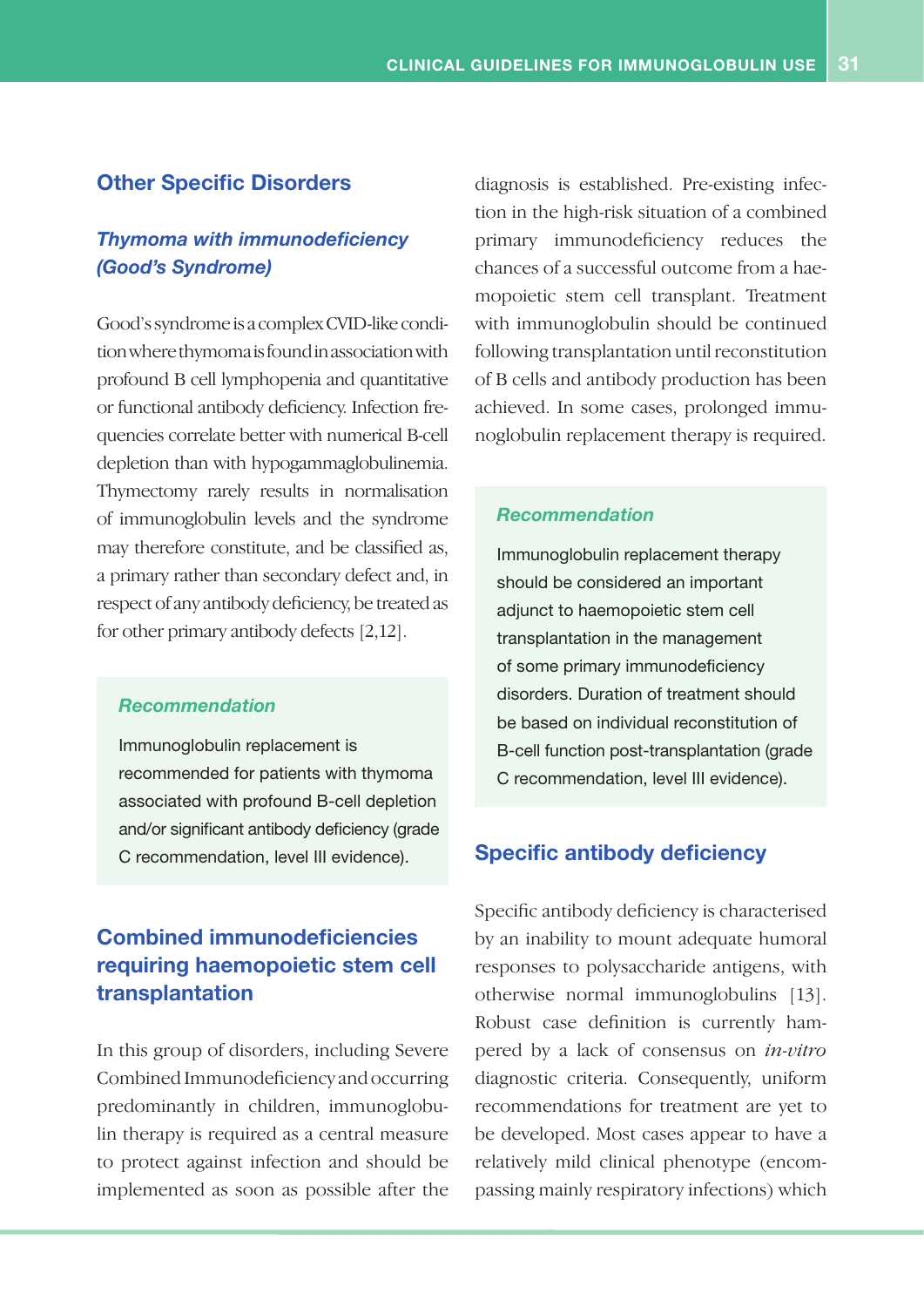## Other Specific Disorders

### *Thymoma with immunodeficiency (Good's Syndrome)*

Good's syndrome is a complex CVID-like condition where thymoma is found in association with profound B cell lymphopenia and quantitative or functional antibody deficiency. Infection frequencies correlate better with numerical B-cell depletion than with hypogammaglobulinemia. Thymectomy rarely results in normalisation of immunoglobulin levels and the syndrome may therefore constitute, and be classified as, a primary rather than secondary defect and, in respect of any antibody deficiency, be treated as for other primary antibody defects [2,12].

> ***Recommendation***
>
> Immunoglobulin replacement is recommended for patients with thymoma associated with profound B-cell depletion and/or significant antibody deficiency (grade C recommendation, level III evidence).

## Combined immunodeficiencies requiring haemopoietic stem cell transplantation

In this group of disorders, including Severe Combined Immunodeficiency and occurring predominantly in children, immunoglobulin therapy is required as a central measure to protect against infection and should be implemented as soon as possible after the diagnosis is established. Pre-existing infection in the high-risk situation of a combined primary immunodeficiency reduces the chances of a successful outcome from a haemopoietic stem cell transplant. Treatment with immunoglobulin should be continued following transplantation until reconstitution of B cells and antibody production has been achieved. In some cases, prolonged immunoglobulin replacement therapy is required.

> ***Recommendation***
>
> Immunoglobulin replacement therapy should be considered an important adjunct to haemopoietic stem cell transplantation in the management of some primary immunodeficiency disorders. Duration of treatment should be based on individual reconstitution of B-cell function post-transplantation (grade C recommendation, level III evidence).

## Specific antibody deficiency

Specific antibody deficiency is characterised by an inability to mount adequate humoral responses to polysaccharide antigens, with otherwise normal immunoglobulins [13]. Robust case definition is currently hampered by a lack of consensus on *in-vitro* diagnostic criteria. Consequently, uniform recommendations for treatment are yet to be developed. Most cases appear to have a relatively mild clinical phenotype (encompassing mainly respiratory infections) which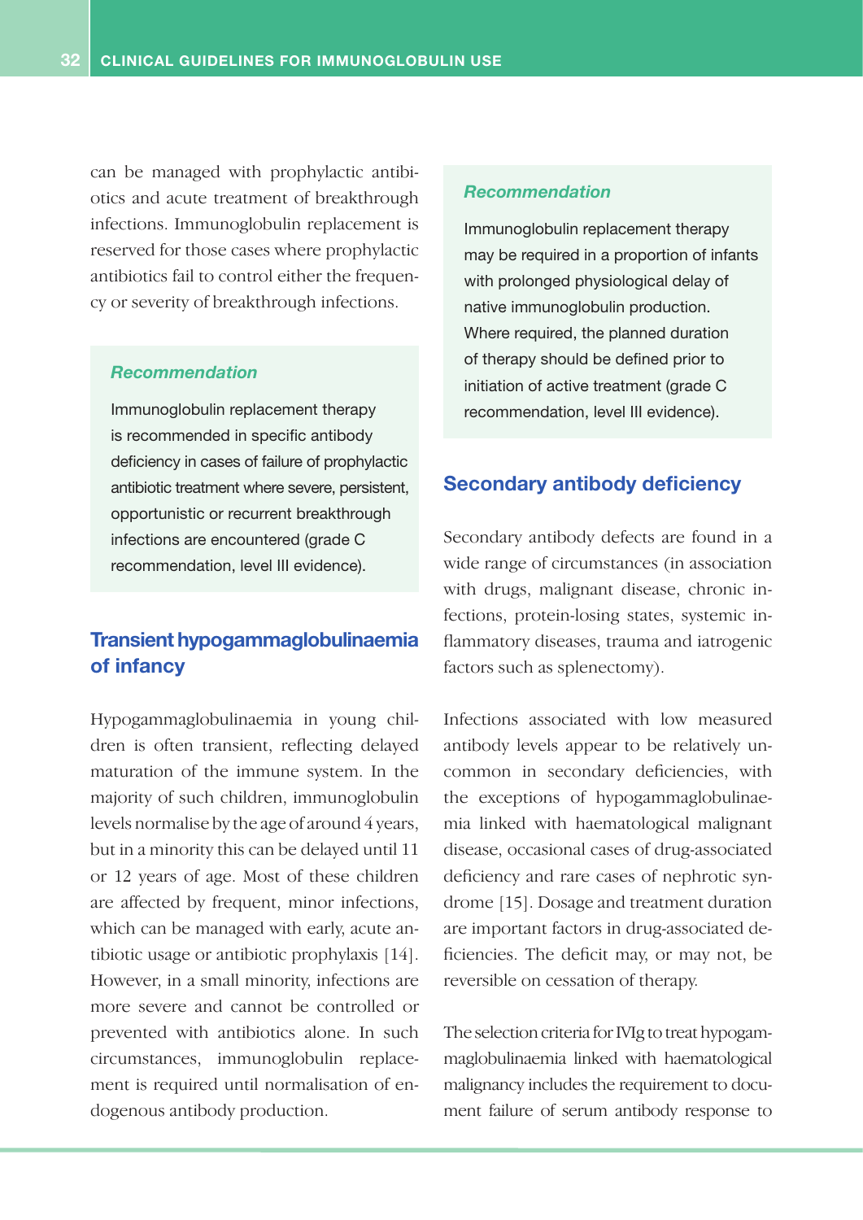can be managed with prophylactic antibiotics and acute treatment of breakthrough infections. Immunoglobulin replacement is reserved for those cases where prophylactic antibiotics fail to control either the frequency or severity of breakthrough infections.

> ***Recommendation***
>
> Immunoglobulin replacement therapy is recommended in specific antibody deficiency in cases of failure of prophylactic antibiotic treatment where severe, persistent, opportunistic or recurrent breakthrough infections are encountered (grade C recommendation, level III evidence).

## Transient hypogammaglobulinaemia of infancy

Hypogammaglobulinaemia in young children is often transient, reflecting delayed maturation of the immune system. In the majority of such children, immunoglobulin levels normalise by the age of around 4 years, but in a minority this can be delayed until 11 or 12 years of age. Most of these children are affected by frequent, minor infections, which can be managed with early, acute antibiotic usage or antibiotic prophylaxis [14]. However, in a small minority, infections are more severe and cannot be controlled or prevented with antibiotics alone. In such circumstances, immunoglobulin replacement is required until normalisation of endogenous antibody production.

> ***Recommendation***
>
> Immunoglobulin replacement therapy may be required in a proportion of infants with prolonged physiological delay of native immunoglobulin production. Where required, the planned duration of therapy should be defined prior to initiation of active treatment (grade C recommendation, level III evidence).

## Secondary antibody deficiency

Secondary antibody defects are found in a wide range of circumstances (in association with drugs, malignant disease, chronic infections, protein-losing states, systemic inflammatory diseases, trauma and iatrogenic factors such as splenectomy).

Infections associated with low measured antibody levels appear to be relatively uncommon in secondary deficiencies, with the exceptions of hypogammaglobulinaemia linked with haematological malignant disease, occasional cases of drug-associated deficiency and rare cases of nephrotic syndrome [15]. Dosage and treatment duration are important factors in drug-associated deficiencies. The deficit may, or may not, be reversible on cessation of therapy.

The selection criteria for IVIg to treat hypogammaglobulinaemia linked with haematological malignancy includes the requirement to document failure of serum antibody response to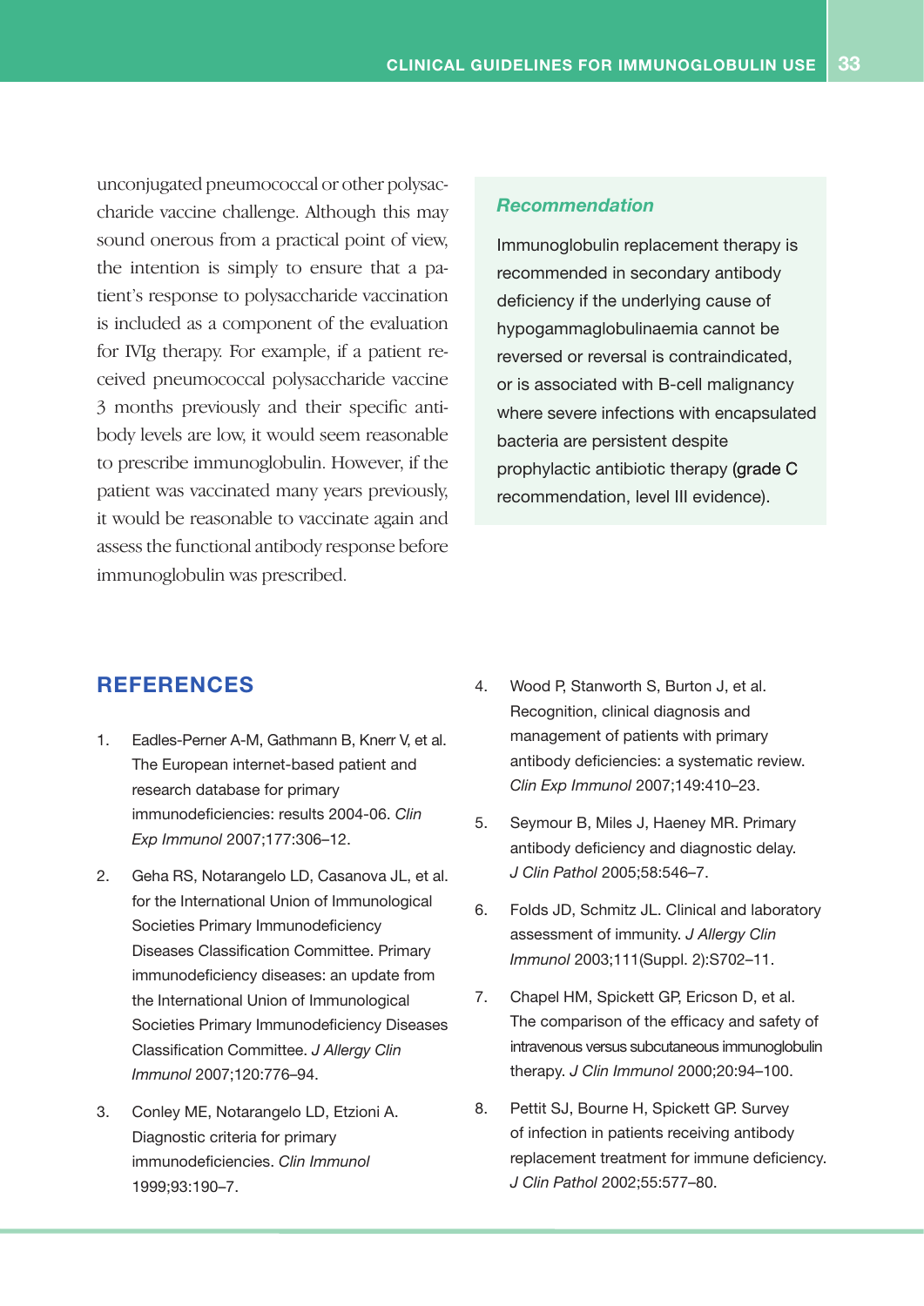unconjugated pneumococcal or other polysaccharide vaccine challenge. Although this may sound onerous from a practical point of view, the intention is simply to ensure that a patient's response to polysaccharide vaccination is included as a component of the evaluation for IVIg therapy. For example, if a patient received pneumococcal polysaccharide vaccine 3 months previously and their specific antibody levels are low, it would seem reasonable to prescribe immunoglobulin. However, if the patient was vaccinated many years previously, it would be reasonable to vaccinate again and assess the functional antibody response before immunoglobulin was prescribed.

> ***Recommendation***
>
> Immunoglobulin replacement therapy is recommended in secondary antibody deficiency if the underlying cause of hypogammaglobulinaemia cannot be reversed or reversal is contraindicated, or is associated with B-cell malignancy where severe infections with encapsulated bacteria are persistent despite prophylactic antibiotic therapy (grade C recommendation, level III evidence).

## REFERENCES

1. Eadles-Perner A-M, Gathmann B, Knerr V, et al. The European internet-based patient and research database for primary immunodeficiencies: results 2004-06. *Clin Exp Immunol* 2007;177:306–12.
2. Geha RS, Notarangelo LD, Casanova JL, et al. for the International Union of Immunological Societies Primary Immunodeficiency Diseases Classification Committee. Primary immunodeficiency diseases: an update from the International Union of Immunological Societies Primary Immunodeficiency Diseases Classification Committee. *J Allergy Clin Immunol* 2007;120:776–94.
3. Conley ME, Notarangelo LD, Etzioni A. Diagnostic criteria for primary immunodeficiencies. *Clin Immunol* 1999;93:190–7.
4. Wood P, Stanworth S, Burton J, et al. Recognition, clinical diagnosis and management of patients with primary antibody deficiencies: a systematic review. *Clin Exp Immunol* 2007;149:410–23.
5. Seymour B, Miles J, Haeney MR. Primary antibody deficiency and diagnostic delay. *J Clin Pathol* 2005;58:546–7.
6. Folds JD, Schmitz JL. Clinical and laboratory assessment of immunity. *J Allergy Clin Immunol* 2003;111(Suppl. 2):S702–11.
7. Chapel HM, Spickett GP, Ericson D, et al. The comparison of the efficacy and safety of intravenous versus subcutaneous immunoglobulin therapy. *J Clin Immunol* 2000;20:94–100.
8. Pettit SJ, Bourne H, Spickett GP. Survey of infection in patients receiving antibody replacement treatment for immune deficiency. *J Clin Pathol* 2002;55:577–80.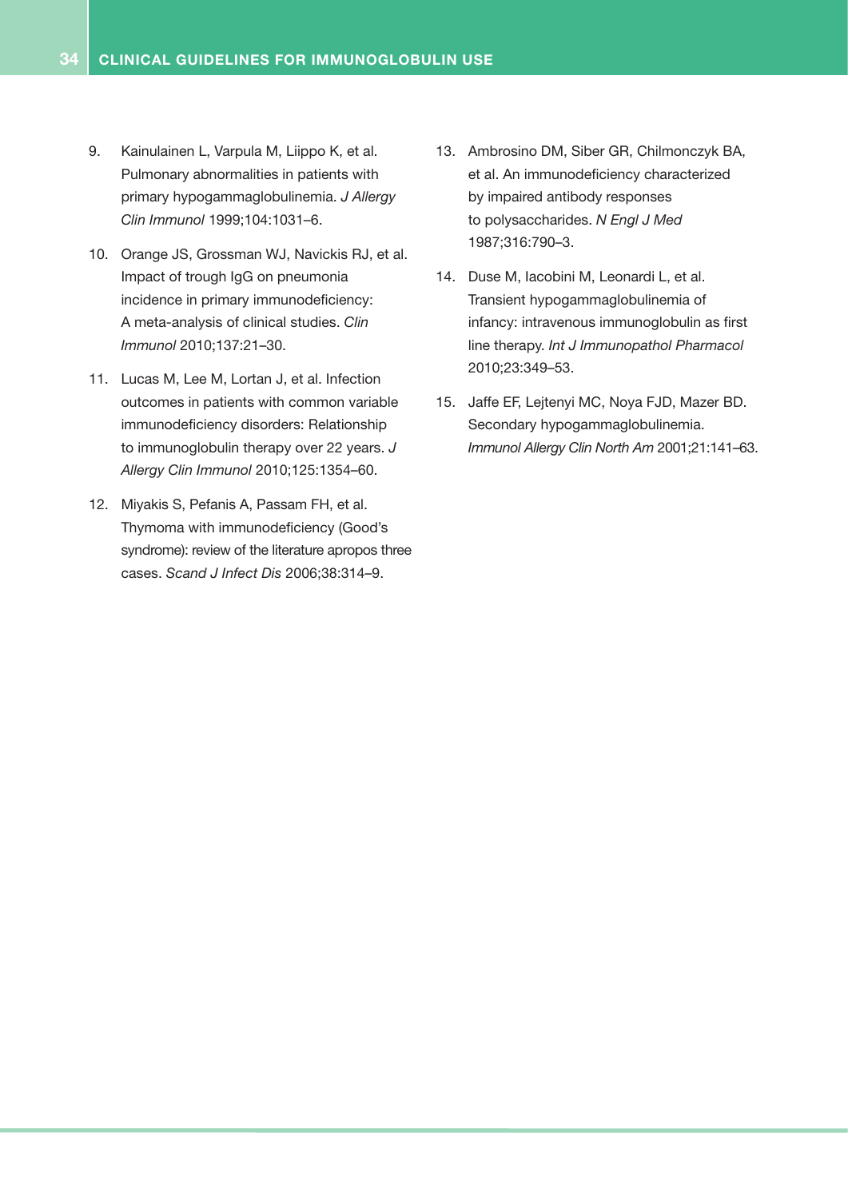9. Kainulainen L, Varpula M, Liippo K, et al. Pulmonary abnormalities in patients with primary hypogammaglobulinemia. *J Allergy Clin Immunol* 1999;104:1031–6.

10. Orange JS, Grossman WJ, Navickis RJ, et al. Impact of trough IgG on pneumonia incidence in primary immunodeficiency: A meta-analysis of clinical studies. *Clin Immunol* 2010;137:21–30.

11. Lucas M, Lee M, Lortan J, et al. Infection outcomes in patients with common variable immunodeficiency disorders: Relationship to immunoglobulin therapy over 22 years. *J Allergy Clin Immunol* 2010;125:1354–60.

12. Miyakis S, Pefanis A, Passam FH, et al. Thymoma with immunodeficiency (Good's syndrome): review of the literature apropos three cases. *Scand J Infect Dis* 2006;38:314–9.

13. Ambrosino DM, Siber GR, Chilmonczyk BA, et al. An immunodeficiency characterized by impaired antibody responses to polysaccharides. *N Engl J Med* 1987;316:790–3.

14. Duse M, Iacobini M, Leonardi L, et al. Transient hypogammaglobulinemia of infancy: intravenous immunoglobulin as first line therapy. *Int J Immunopathol Pharmacol* 2010;23:349–53.

15. Jaffe EF, Lejtenyi MC, Noya FJD, Mazer BD. Secondary hypogammaglobulinemia. *Immunol Allergy Clin North Am* 2001;21:141–63.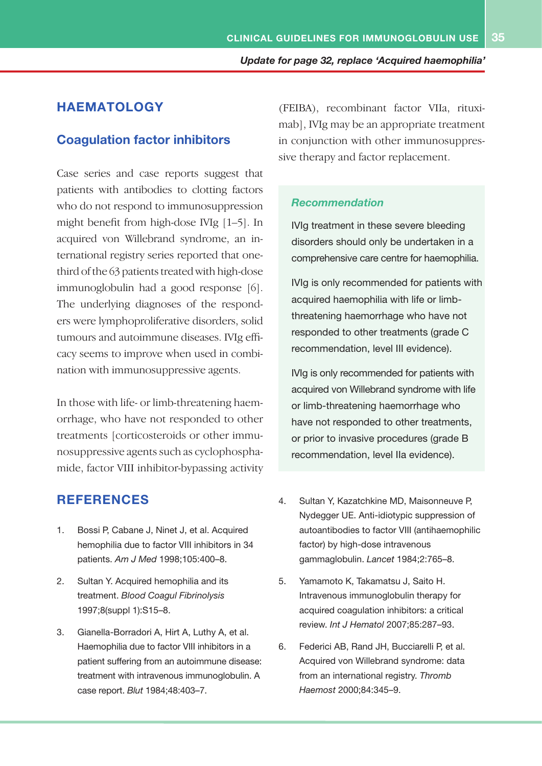*Update for page 32, replace 'Acquired haemophilia'*

# HAEMATOLOGY

## Coagulation factor inhibitors

Case series and case reports suggest that patients with antibodies to clotting factors who do not respond to immunosuppression might benefit from high-dose IVIg [1–5]. In acquired von Willebrand syndrome, an international registry series reported that one-third of the 63 patients treated with high-dose immunoglobulin had a good response [6]. The underlying diagnoses of the responders were lymphoproliferative disorders, solid tumours and autoimmune diseases. IVIg efficacy seems to improve when used in combination with immunosuppressive agents.

In those with life- or limb-threatening haemorrhage, who have not responded to other treatments [corticosteroids or other immunosuppressive agents such as cyclophosphamide, factor VIII inhibitor-bypassing activity (FEIBA), recombinant factor VIIa, rituximab], IVIg may be an appropriate treatment in conjunction with other immunosuppressive therapy and factor replacement.

### *Recommendation*

IVIg treatment in these severe bleeding disorders should only be undertaken in a comprehensive care centre for haemophilia.

IVIg is only recommended for patients with acquired haemophilia with life or limb-threatening haemorrhage who have not responded to other treatments (grade C recommendation, level III evidence).

IVIg is only recommended for patients with acquired von Willebrand syndrome with life or limb-threatening haemorrhage who have not responded to other treatments, or prior to invasive procedures (grade B recommendation, level IIa evidence).

# REFERENCES

1. Bossi P, Cabane J, Ninet J, et al. Acquired hemophilia due to factor VIII inhibitors in 34 patients. *Am J Med* 1998;105:400–8.
2. Sultan Y. Acquired hemophilia and its treatment. *Blood Coagul Fibrinolysis* 1997;8(suppl 1):S15–8.
3. Gianella-Borradori A, Hirt A, Luthy A, et al. Haemophilia due to factor VIII inhibitors in a patient suffering from an autoimmune disease: treatment with intravenous immunoglobulin. A case report. *Blut* 1984;48:403–7.
4. Sultan Y, Kazatchkine MD, Maisonneuve P, Nydegger UE. Anti-idiotypic suppression of autoantibodies to factor VIII (antihaemophilic factor) by high-dose intravenous gammaglobulin. *Lancet* 1984;2:765–8.
5. Yamamoto K, Takamatsu J, Saito H. Intravenous immunoglobulin therapy for acquired coagulation inhibitors: a critical review. *Int J Hematol* 2007;85:287–93.
6. Federici AB, Rand JH, Bucciarelli P, et al. Acquired von Willebrand syndrome: data from an international registry. *Thromb Haemost* 2000;84:345–9.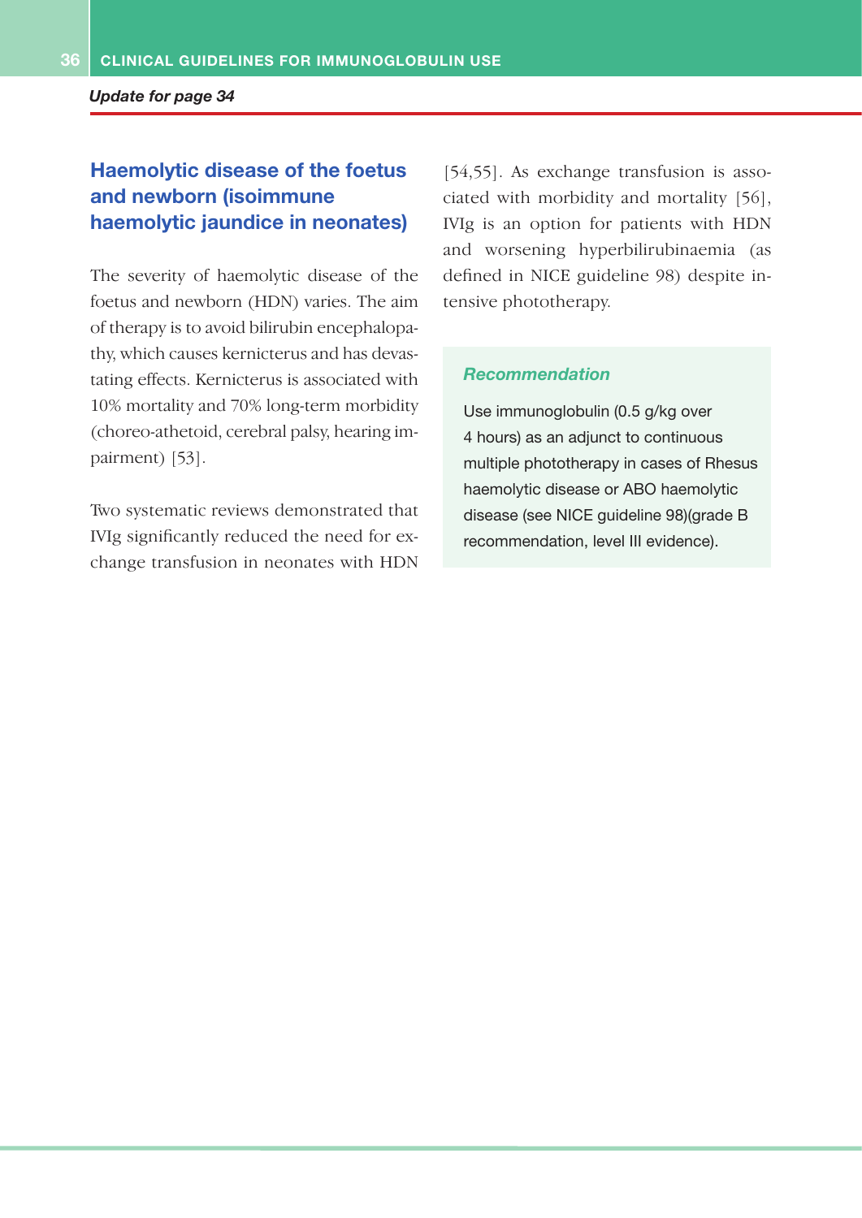*Update for page 34*

## Haemolytic disease of the foetus and newborn (isoimmune haemolytic jaundice in neonates)

The severity of haemolytic disease of the foetus and newborn (HDN) varies. The aim of therapy is to avoid bilirubin encephalopathy, which causes kernicterus and has devastating effects. Kernicterus is associated with 10% mortality and 70% long-term morbidity (choreo-athetoid, cerebral palsy, hearing impairment) [53].

Two systematic reviews demonstrated that IVIg significantly reduced the need for exchange transfusion in neonates with HDN [54,55]. As exchange transfusion is associated with morbidity and mortality [56], IVIg is an option for patients with HDN and worsening hyperbilirubinaemia (as defined in NICE guideline 98) despite intensive phototherapy.

> ***Recommendation***
>
> Use immunoglobulin (0.5 g/kg over 4 hours) as an adjunct to continuous multiple phototherapy in cases of Rhesus haemolytic disease or ABO haemolytic disease (see NICE guideline 98)(grade B recommendation, level III evidence).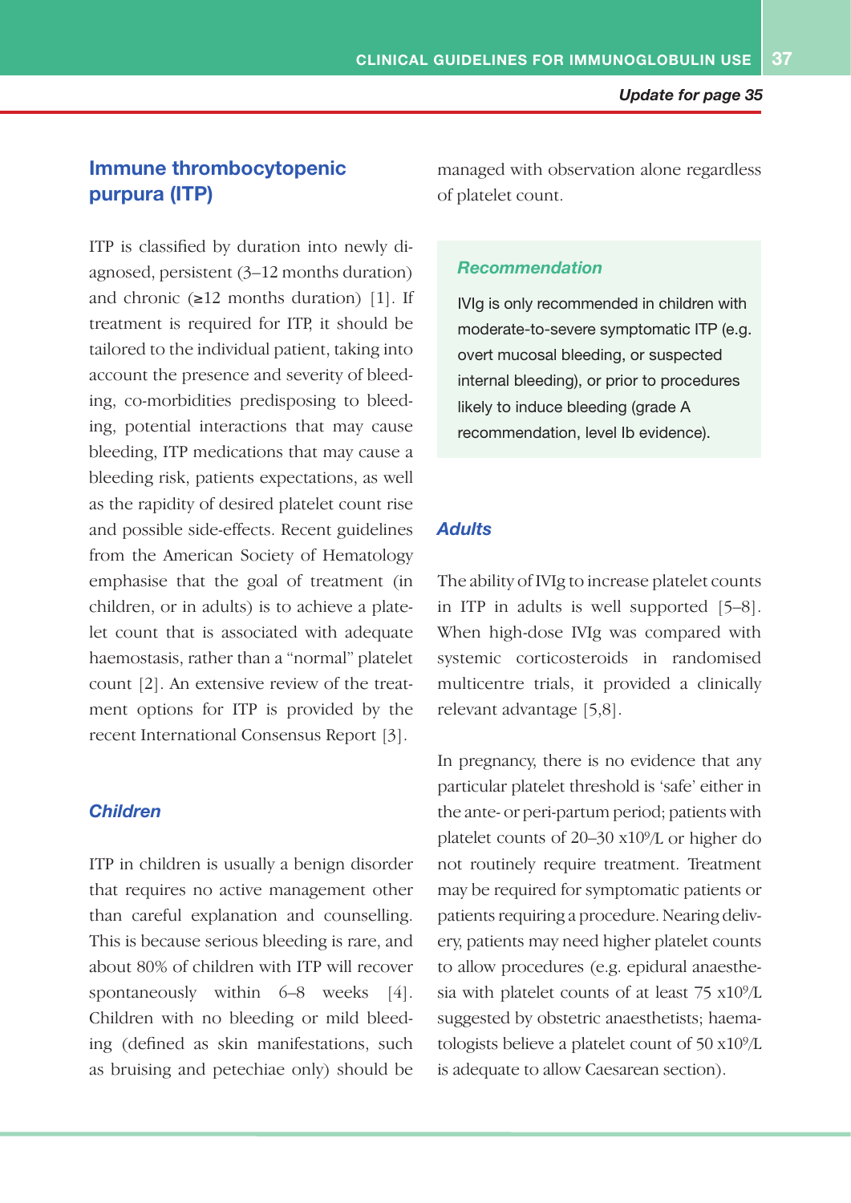*Update for page 35*

## Immune thrombocytopenic purpura (ITP)

ITP is classified by duration into newly diagnosed, persistent (3–12 months duration) and chronic (≥12 months duration) [1]. If treatment is required for ITP, it should be tailored to the individual patient, taking into account the presence and severity of bleeding, co-morbidities predisposing to bleeding, potential interactions that may cause bleeding, ITP medications that may cause a bleeding risk, patients expectations, as well as the rapidity of desired platelet count rise and possible side-effects. Recent guidelines from the American Society of Hematology emphasise that the goal of treatment (in children, or in adults) is to achieve a platelet count that is associated with adequate haemostasis, rather than a "normal" platelet count [2]. An extensive review of the treatment options for ITP is provided by the recent International Consensus Report [3].

### *Children*

ITP in children is usually a benign disorder that requires no active management other than careful explanation and counselling. This is because serious bleeding is rare, and about 80% of children with ITP will recover spontaneously within 6–8 weeks [4]. Children with no bleeding or mild bleeding (defined as skin manifestations, such as bruising and petechiae only) should be managed with observation alone regardless of platelet count.

> ***Recommendation***
>
> IVIg is only recommended in children with moderate-to-severe symptomatic ITP (e.g. overt mucosal bleeding, or suspected internal bleeding), or prior to procedures likely to induce bleeding (grade A recommendation, level Ib evidence).

### *Adults*

The ability of IVIg to increase platelet counts in ITP in adults is well supported [5–8]. When high-dose IVIg was compared with systemic corticosteroids in randomised multicentre trials, it provided a clinically relevant advantage [5,8].

In pregnancy, there is no evidence that any particular platelet threshold is 'safe' either in the ante- or peri-partum period; patients with platelet counts of 20–30 $x10^9$/L or higher do not routinely require treatment. Treatment may be required for symptomatic patients or patients requiring a procedure. Nearing delivery, patients may need higher platelet counts to allow procedures (e.g. epidural anaesthesia with platelet counts of at least 75 $x10^9$/L suggested by obstetric anaesthetists; haematologists believe a platelet count of 50 $x10^9$/L is adequate to allow Caesarean section).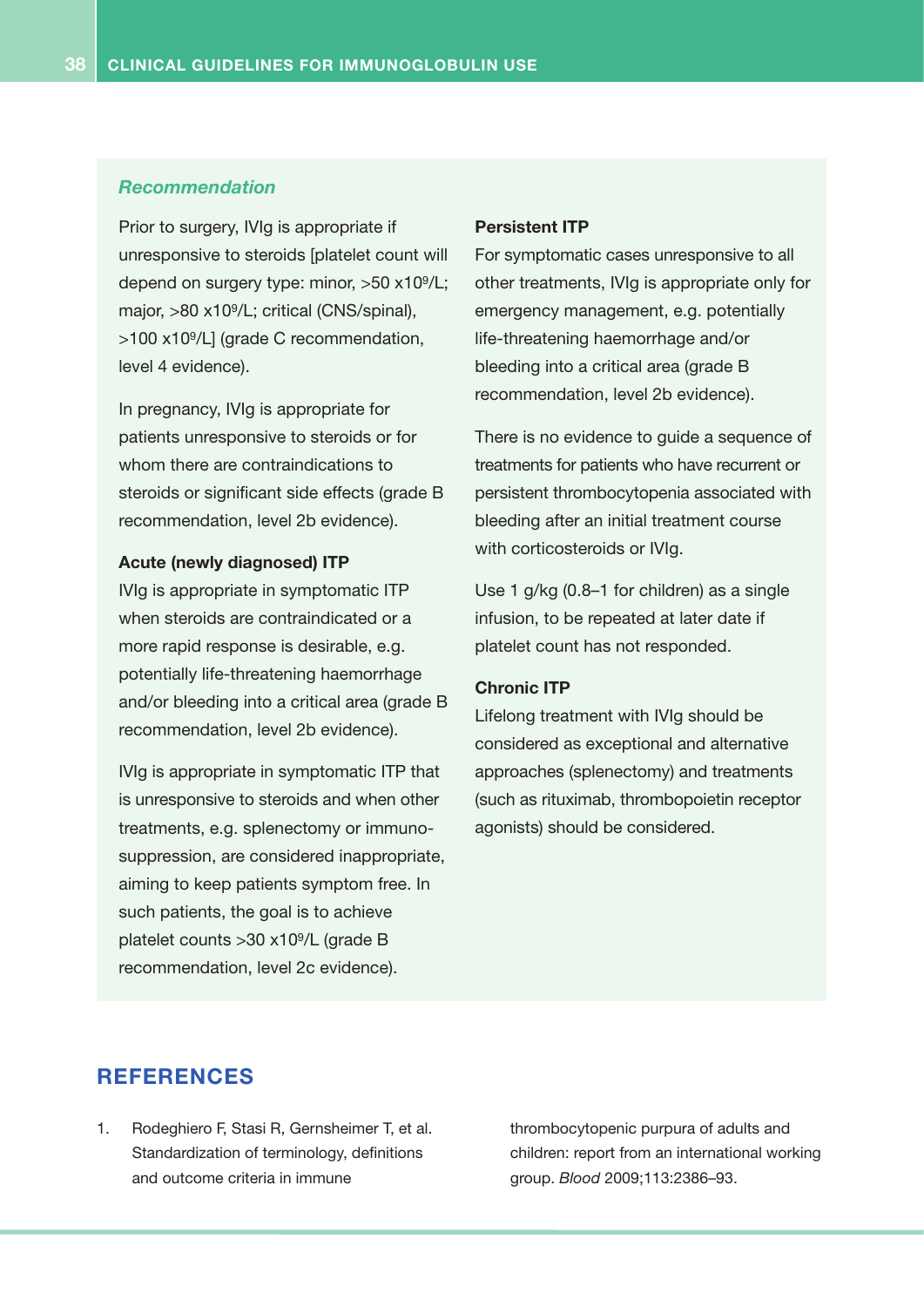*Recommendation*

Prior to surgery, IVIg is appropriate if unresponsive to steroids [platelet count will depend on surgery type: minor, >50 x10$^9$/L; major, >80 x10$^9$/L; critical (CNS/spinal), >100 x10$^9$/L] (grade C recommendation, level 4 evidence).

In pregnancy, IVIg is appropriate for patients unresponsive to steroids or for whom there are contraindications to steroids or significant side effects (grade B recommendation, level 2b evidence).

**Acute (newly diagnosed) ITP**

IVIg is appropriate in symptomatic ITP when steroids are contraindicated or a more rapid response is desirable, e.g. potentially life-threatening haemorrhage and/or bleeding into a critical area (grade B recommendation, level 2b evidence).

IVIg is appropriate in symptomatic ITP that is unresponsive to steroids and when other treatments, e.g. splenectomy or immuno-suppression, are considered inappropriate, aiming to keep patients symptom free. In such patients, the goal is to achieve platelet counts >30 x10$^9$/L (grade B recommendation, level 2c evidence).

**Persistent ITP**

For symptomatic cases unresponsive to all other treatments, IVIg is appropriate only for emergency management, e.g. potentially life-threatening haemorrhage and/or bleeding into a critical area (grade B recommendation, level 2b evidence).

There is no evidence to guide a sequence of treatments for patients who have recurrent or persistent thrombocytopenia associated with bleeding after an initial treatment course with corticosteroids or IVIg.

Use 1 g/kg (0.8–1 for children) as a single infusion, to be repeated at later date if platelet count has not responded.

**Chronic ITP**

Lifelong treatment with IVIg should be considered as exceptional and alternative approaches (splenectomy) and treatments (such as rituximab, thrombopoietin receptor agonists) should be considered.

## REFERENCES

1. Rodeghiero F, Stasi R, Gernsheimer T, et al. Standardization of terminology, definitions and outcome criteria in immune thrombocytopenic purpura of adults and children: report from an international working group. *Blood* 2009;113:2386–93.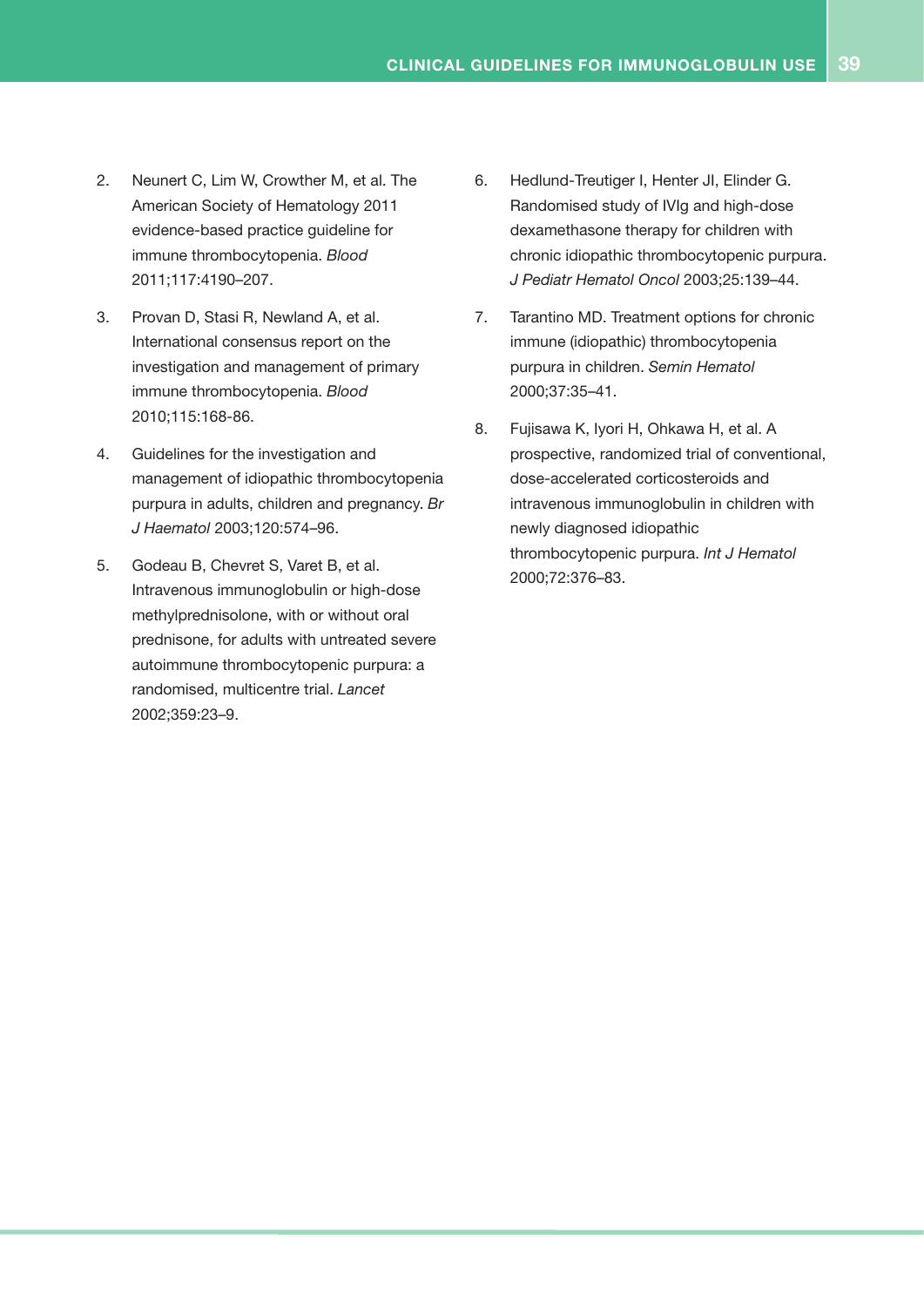2. Neunert C, Lim W, Crowther M, et al. The American Society of Hematology 2011 evidence-based practice guideline for immune thrombocytopenia. *Blood* 2011;117:4190–207.
3. Provan D, Stasi R, Newland A, et al. International consensus report on the investigation and management of primary immune thrombocytopenia. *Blood* 2010;115:168-86.
4. Guidelines for the investigation and management of idiopathic thrombocytopenia purpura in adults, children and pregnancy. *Br J Haematol* 2003;120:574–96.
5. Godeau B, Chevret S, Varet B, et al. Intravenous immunoglobulin or high-dose methylprednisolone, with or without oral prednisone, for adults with untreated severe autoimmune thrombocytopenic purpura: a randomised, multicentre trial. *Lancet* 2002;359:23–9.
6. Hedlund-Treutiger I, Henter JI, Elinder G. Randomised study of IVIg and high-dose dexamethasone therapy for children with chronic idiopathic thrombocytopenic purpura. *J Pediatr Hematol Oncol* 2003;25:139–44.
7. Tarantino MD. Treatment options for chronic immune (idiopathic) thrombocytopenia purpura in children. *Semin Hematol* 2000;37:35–41.
8. Fujisawa K, Iyori H, Ohkawa H, et al. A prospective, randomized trial of conventional, dose-accelerated corticosteroids and intravenous immunoglobulin in children with newly diagnosed idiopathic thrombocytopenic purpura. *Int J Hematol* 2000;72:376–83.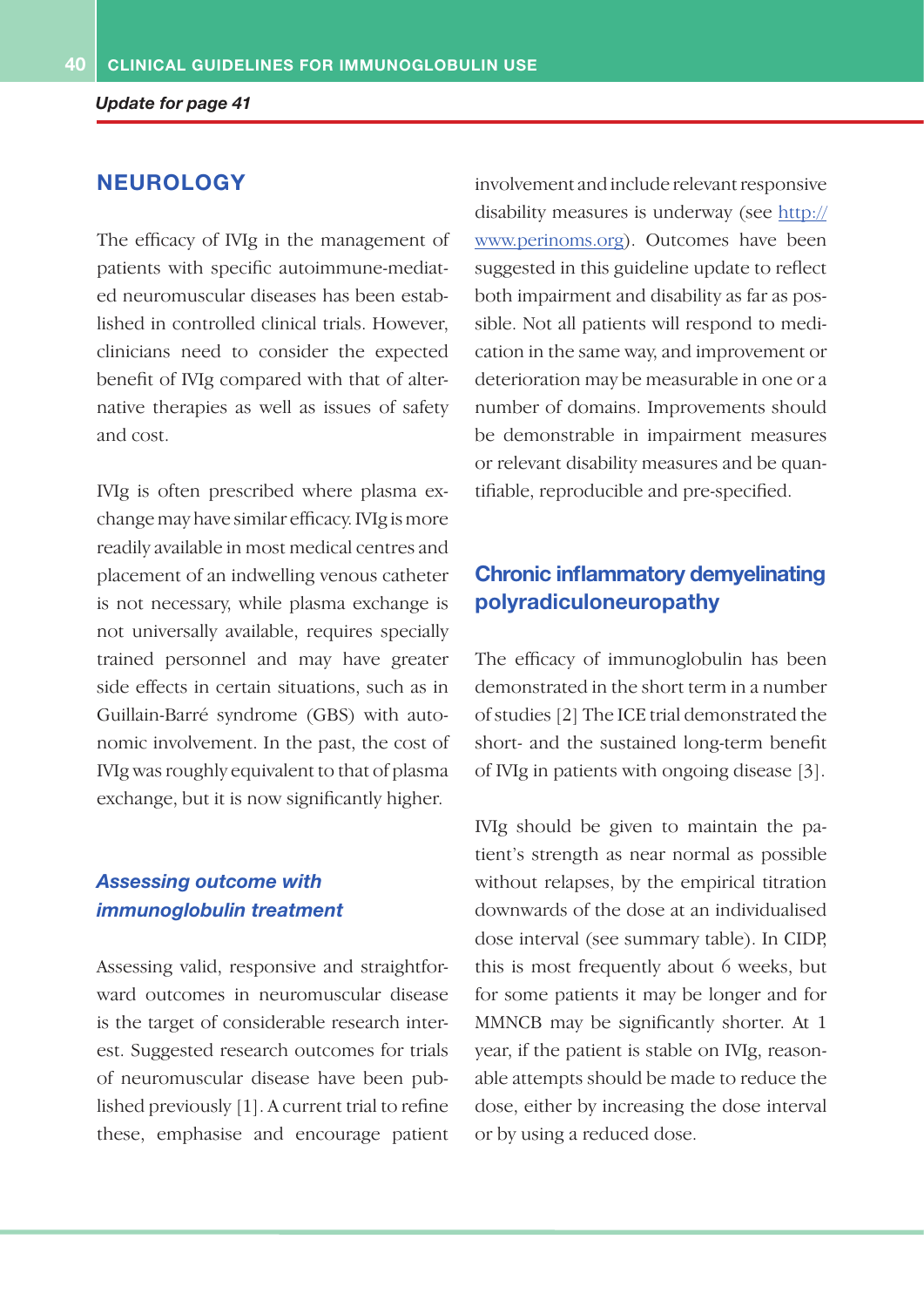*Update for page 41*

## NEUROLOGY

The efficacy of IVIg in the management of patients with specific autoimmune-mediated neuromuscular diseases has been established in controlled clinical trials. However, clinicians need to consider the expected benefit of IVIg compared with that of alternative therapies as well as issues of safety and cost.

IVIg is often prescribed where plasma exchange may have similar efficacy. IVIg is more readily available in most medical centres and placement of an indwelling venous catheter is not necessary, while plasma exchange is not universally available, requires specially trained personnel and may have greater side effects in certain situations, such as in Guillain-Barré syndrome (GBS) with autonomic involvement. In the past, the cost of IVIg was roughly equivalent to that of plasma exchange, but it is now significantly higher.

### *Assessing outcome with immunoglobulin treatment*

Assessing valid, responsive and straightforward outcomes in neuromuscular disease is the target of considerable research interest. Suggested research outcomes for trials of neuromuscular disease have been published previously [1]. A current trial to refine these, emphasise and encourage patient involvement and include relevant responsive disability measures is underway (see http://www.perinoms.org). Outcomes have been suggested in this guideline update to reflect both impairment and disability as far as possible. Not all patients will respond to medication in the same way, and improvement or deterioration may be measurable in one or a number of domains. Improvements should be demonstrable in impairment measures or relevant disability measures and be quantifiable, reproducible and pre-specified.

### Chronic inflammatory demyelinating polyradiculoneuropathy

The efficacy of immunoglobulin has been demonstrated in the short term in a number of studies [2] The ICE trial demonstrated the short- and the sustained long-term benefit of IVIg in patients with ongoing disease [3].

IVIg should be given to maintain the patient's strength as near normal as possible without relapses, by the empirical titration downwards of the dose at an individualised dose interval (see summary table). In CIDP, this is most frequently about 6 weeks, but for some patients it may be longer and for MMNCB may be significantly shorter. At 1 year, if the patient is stable on IVIg, reasonable attempts should be made to reduce the dose, either by increasing the dose interval or by using a reduced dose.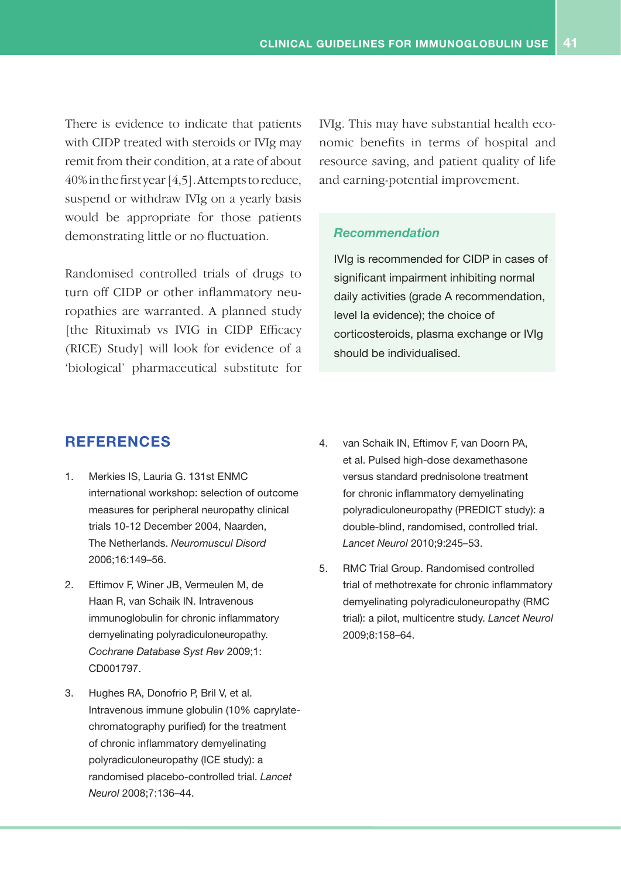There is evidence to indicate that patients with CIDP treated with steroids or IVIg may remit from their condition, at a rate of about 40% in the first year [4,5]. Attempts to reduce, suspend or withdraw IVIg on a yearly basis would be appropriate for those patients demonstrating little or no fluctuation.

Randomised controlled trials of drugs to turn off CIDP or other inflammatory neuropathies are warranted. A planned study [the Rituximab vs IVIG in CIDP Efficacy (RICE) Study] will look for evidence of a 'biological' pharmaceutical substitute for IVIg. This may have substantial health economic benefits in terms of hospital and resource saving, and patient quality of life and earning-potential improvement.

> ***Recommendation***
>
> IVIg is recommended for CIDP in cases of significant impairment inhibiting normal daily activities (grade A recommendation, level Ia evidence); the choice of corticosteroids, plasma exchange or IVIg should be individualised.

## REFERENCES

1. Merkies IS, Lauria G. 131st ENMC international workshop: selection of outcome measures for peripheral neuropathy clinical trials 10-12 December 2004, Naarden, The Netherlands. *Neuromuscul Disord* 2006;16:149–56.
2. Eftimov F, Winer JB, Vermeulen M, de Haan R, van Schaik IN. Intravenous immunoglobulin for chronic inflammatory demyelinating polyradiculoneuropathy. *Cochrane Database Syst Rev* 2009;1: CD001797.
3. Hughes RA, Donofrio P, Bril V, et al. Intravenous immune globulin (10% caprylate-chromatography purified) for the treatment of chronic inflammatory demyelinating polyradiculoneuropathy (ICE study): a randomised placebo-controlled trial. *Lancet Neurol* 2008;7:136–44.
4. van Schaik IN, Eftimov F, van Doorn PA, et al. Pulsed high-dose dexamethasone versus standard prednisolone treatment for chronic inflammatory demyelinating polyradiculoneuropathy (PREDICT study): a double-blind, randomised, controlled trial. *Lancet Neurol* 2010;9:245–53.
5. RMC Trial Group. Randomised controlled trial of methotrexate for chronic inflammatory demyelinating polyradiculoneuropathy (RMC trial): a pilot, multicentre study. *Lancet Neurol* 2009;8:158–64.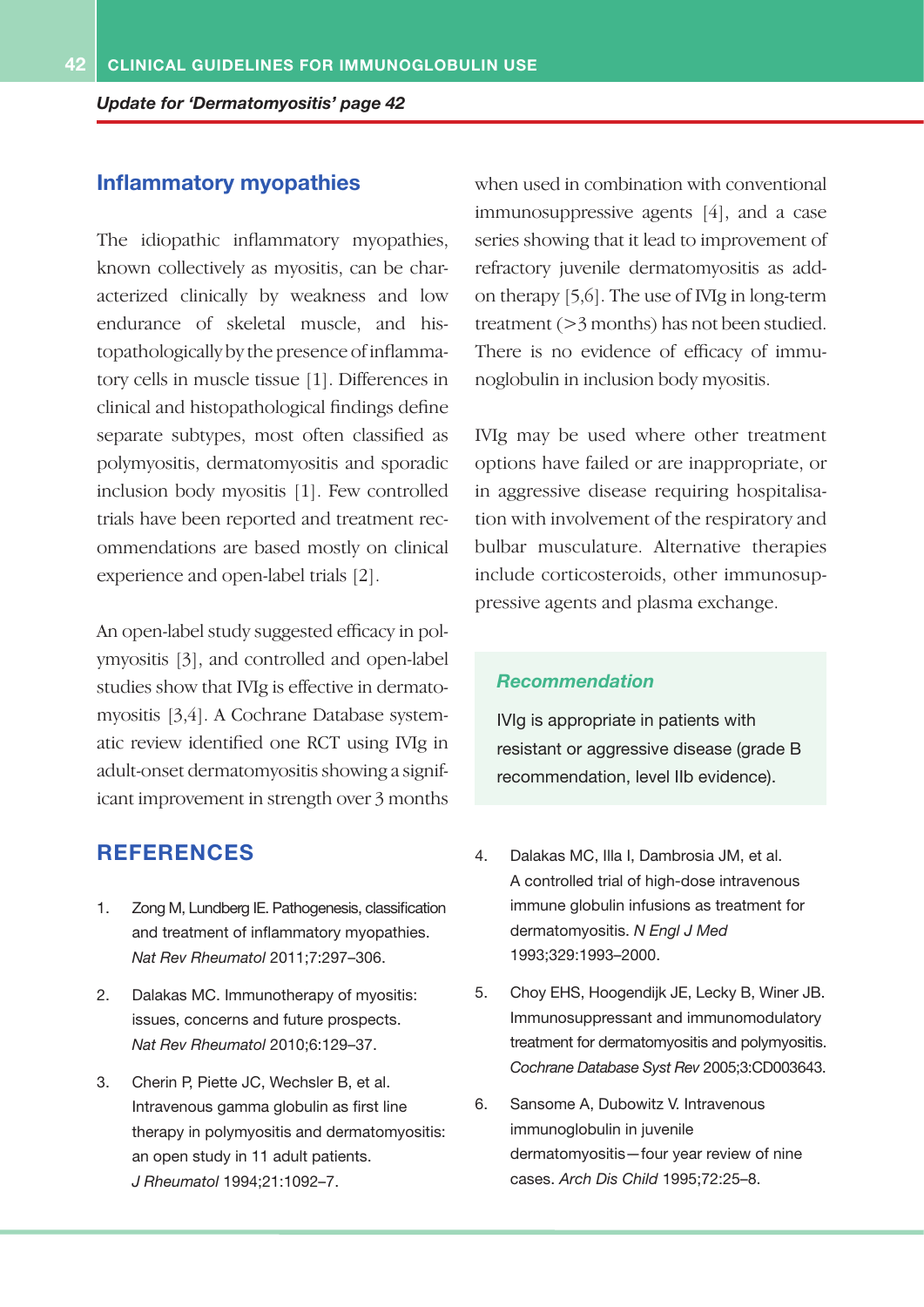*Update for 'Dermatomyositis' page 42*

## Inflammatory myopathies

The idiopathic inflammatory myopathies, known collectively as myositis, can be characterized clinically by weakness and low endurance of skeletal muscle, and histopathologically by the presence of inflammatory cells in muscle tissue [1]. Differences in clinical and histopathological findings define separate subtypes, most often classified as polymyositis, dermatomyositis and sporadic inclusion body myositis [1]. Few controlled trials have been reported and treatment recommendations are based mostly on clinical experience and open-label trials [2].

An open-label study suggested efficacy in polymyositis [3], and controlled and open-label studies show that IVIg is effective in dermatomyositis [3,4]. A Cochrane Database systematic review identified one RCT using IVIg in adult-onset dermatomyositis showing a significant improvement in strength over 3 months when used in combination with conventional immunosuppressive agents [4], and a case series showing that it lead to improvement of refractory juvenile dermatomyositis as add-on therapy [5,6]. The use of IVIg in long-term treatment (>3 months) has not been studied. There is no evidence of efficacy of immunoglobulin in inclusion body myositis.

IVIg may be used where other treatment options have failed or are inappropriate, or in aggressive disease requiring hospitalisation with involvement of the respiratory and bulbar musculature. Alternative therapies include corticosteroids, other immunosuppressive agents and plasma exchange.

### Recommendation

IVIg is appropriate in patients with resistant or aggressive disease (grade B recommendation, level IIb evidence).

## REFERENCES

1. Zong M, Lundberg IE. Pathogenesis, classification and treatment of inflammatory myopathies. *Nat Rev Rheumatol* 2011;7:297–306.
2. Dalakas MC. Immunotherapy of myositis: issues, concerns and future prospects. *Nat Rev Rheumatol* 2010;6:129–37.
3. Cherin P, Piette JC, Wechsler B, et al. Intravenous gamma globulin as first line therapy in polymyositis and dermatomyositis: an open study in 11 adult patients. *J Rheumatol* 1994;21:1092–7.
4. Dalakas MC, Illa I, Dambrosia JM, et al. A controlled trial of high-dose intravenous immune globulin infusions as treatment for dermatomyositis. *N Engl J Med* 1993;329:1993–2000.
5. Choy EHS, Hoogendijk JE, Lecky B, Winer JB. Immunosuppressant and immunomodulatory treatment for dermatomyositis and polymyositis. *Cochrane Database Syst Rev* 2005;3:CD003643.
6. Sansome A, Dubowitz V. Intravenous immunoglobulin in juvenile dermatomyositis—four year review of nine cases. *Arch Dis Child* 1995;72:25–8.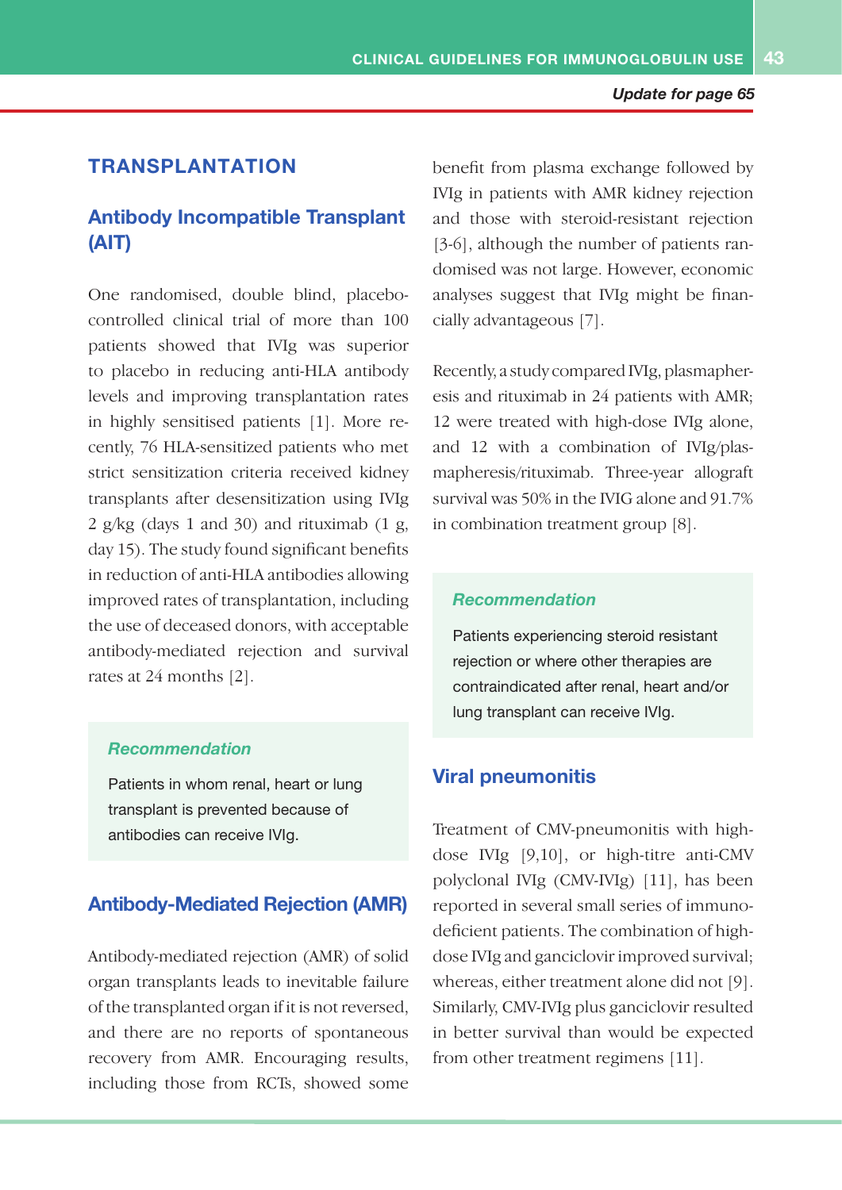## TRANSPLANTATION

### Antibody Incompatible Transplant (AIT)

One randomised, double blind, placebo-controlled clinical trial of more than 100 patients showed that IVIg was superior to placebo in reducing anti-HLA antibody levels and improving transplantation rates in highly sensitised patients [1]. More recently, 76 HLA-sensitized patients who met strict sensitization criteria received kidney transplants after desensitization using IVIg 2 g/kg (days 1 and 30) and rituximab (1 g, day 15). The study found significant benefits in reduction of anti-HLA antibodies allowing improved rates of transplantation, including the use of deceased donors, with acceptable antibody-mediated rejection and survival rates at 24 months [2].

> ***Recommendation***
>
> Patients in whom renal, heart or lung transplant is prevented because of antibodies can receive IVIg.

### Antibody-Mediated Rejection (AMR)

Antibody-mediated rejection (AMR) of solid organ transplants leads to inevitable failure of the transplanted organ if it is not reversed, and there are no reports of spontaneous recovery from AMR. Encouraging results, including those from RCTs, showed some benefit from plasma exchange followed by IVIg in patients with AMR kidney rejection and those with steroid-resistant rejection [3-6], although the number of patients randomised was not large. However, economic analyses suggest that IVIg might be financially advantageous [7].

Recently, a study compared IVIg, plasmapheresis and rituximab in 24 patients with AMR; 12 were treated with high-dose IVIg alone, and 12 with a combination of IVIg/plasmapheresis/rituximab. Three-year allograft survival was 50% in the IVIG alone and 91.7% in combination treatment group [8].

> ***Recommendation***
>
> Patients experiencing steroid resistant rejection or where other therapies are contraindicated after renal, heart and/or lung transplant can receive IVIg.

### Viral pneumonitis

Treatment of CMV-pneumonitis with high-dose IVIg [9,10], or high-titre anti-CMV polyclonal IVIg (CMV-IVIg) [11], has been reported in several small series of immunodeficient patients. The combination of high-dose IVIg and ganciclovir improved survival; whereas, either treatment alone did not [9]. Similarly, CMV-IVIg plus ganciclovir resulted in better survival than would be expected from other treatment regimens [11].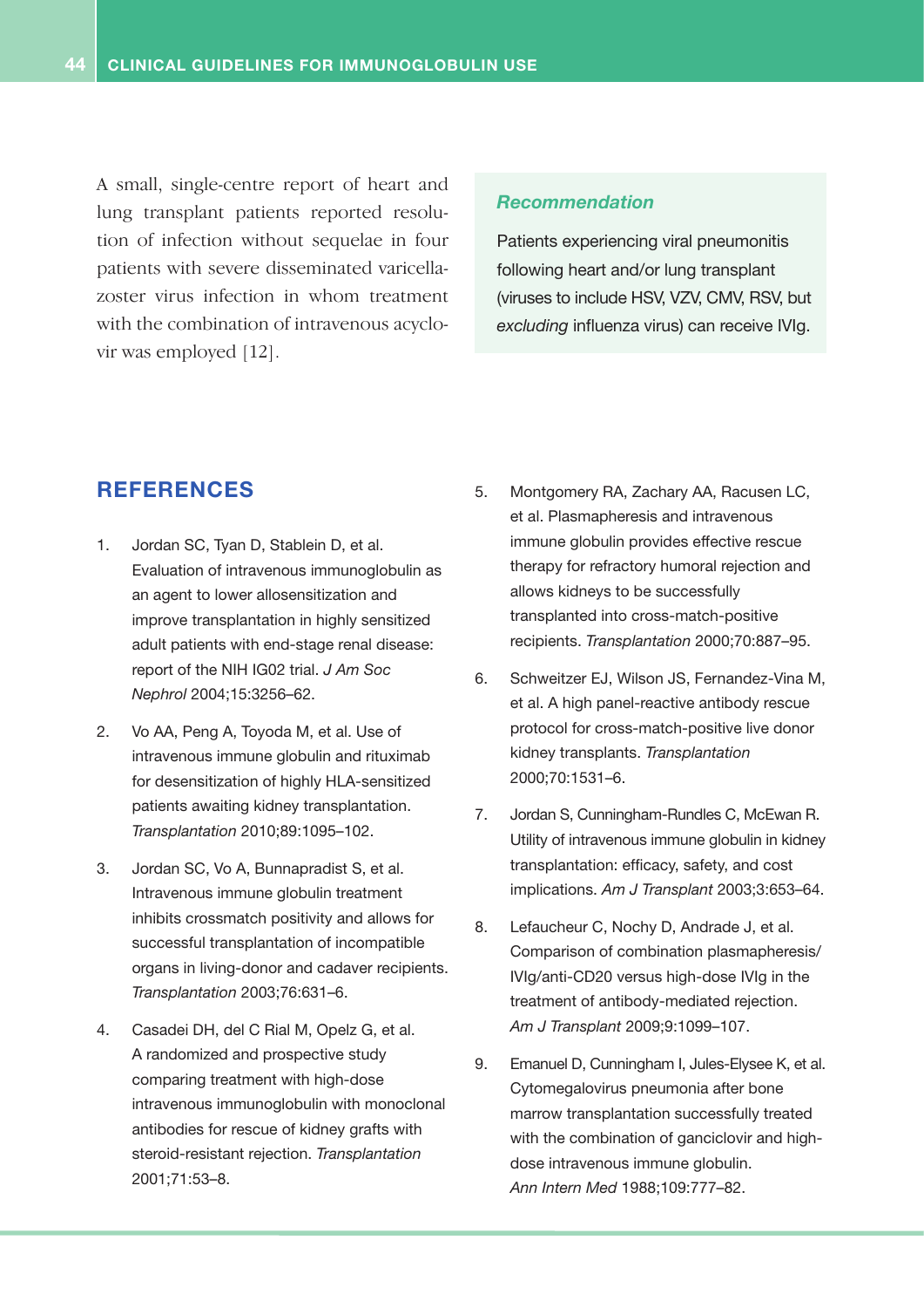A small, single-centre report of heart and lung transplant patients reported resolution of infection without sequelae in four patients with severe disseminated varicella-zoster virus infection in whom treatment with the combination of intravenous acyclovir was employed [12].

> ***Recommendation***
>
> Patients experiencing viral pneumonitis following heart and/or lung transplant (viruses to include HSV, VZV, CMV, RSV, but *excluding* influenza virus) can receive IVIg.

## REFERENCES

1. Jordan SC, Tyan D, Stablein D, et al. Evaluation of intravenous immunoglobulin as an agent to lower allosensitization and improve transplantation in highly sensitized adult patients with end-stage renal disease: report of the NIH IG02 trial. *J Am Soc Nephrol* 2004;15:3256–62.
2. Vo AA, Peng A, Toyoda M, et al. Use of intravenous immune globulin and rituximab for desensitization of highly HLA-sensitized patients awaiting kidney transplantation. *Transplantation* 2010;89:1095–102.
3. Jordan SC, Vo A, Bunnapradist S, et al. Intravenous immune globulin treatment inhibits crossmatch positivity and allows for successful transplantation of incompatible organs in living-donor and cadaver recipients. *Transplantation* 2003;76:631–6.
4. Casadei DH, del C Rial M, Opelz G, et al. A randomized and prospective study comparing treatment with high-dose intravenous immunoglobulin with monoclonal antibodies for rescue of kidney grafts with steroid-resistant rejection. *Transplantation* 2001;71:53–8.
5. Montgomery RA, Zachary AA, Racusen LC, et al. Plasmapheresis and intravenous immune globulin provides effective rescue therapy for refractory humoral rejection and allows kidneys to be successfully transplanted into cross-match-positive recipients. *Transplantation* 2000;70:887–95.
6. Schweitzer EJ, Wilson JS, Fernandez-Vina M, et al. A high panel-reactive antibody rescue protocol for cross-match-positive live donor kidney transplants. *Transplantation* 2000;70:1531–6.
7. Jordan S, Cunningham-Rundles C, McEwan R. Utility of intravenous immune globulin in kidney transplantation: efficacy, safety, and cost implications. *Am J Transplant* 2003;3:653–64.
8. Lefaucheur C, Nochy D, Andrade J, et al. Comparison of combination plasmapheresis/IVIg/anti-CD20 versus high-dose IVIg in the treatment of antibody-mediated rejection. *Am J Transplant* 2009;9:1099–107.
9. Emanuel D, Cunningham I, Jules-Elysee K, et al. Cytomegalovirus pneumonia after bone marrow transplantation successfully treated with the combination of ganciclovir and high-dose intravenous immune globulin. *Ann Intern Med* 1988;109:777–82.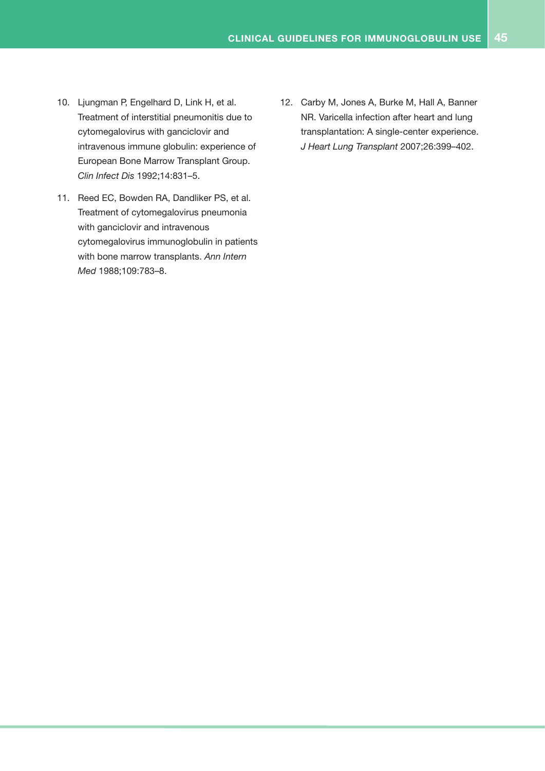10. Ljungman P, Engelhard D, Link H, et al. Treatment of interstitial pneumonitis due to cytomegalovirus with ganciclovir and intravenous immune globulin: experience of European Bone Marrow Transplant Group. *Clin Infect Dis* 1992;14:831–5.

11. Reed EC, Bowden RA, Dandliker PS, et al. Treatment of cytomegalovirus pneumonia with ganciclovir and intravenous cytomegalovirus immunoglobulin in patients with bone marrow transplants. *Ann Intern Med* 1988;109:783–8.

12. Carby M, Jones A, Burke M, Hall A, Banner NR. Varicella infection after heart and lung transplantation: A single-center experience. *J Heart Lung Transplant* 2007;26:399–402.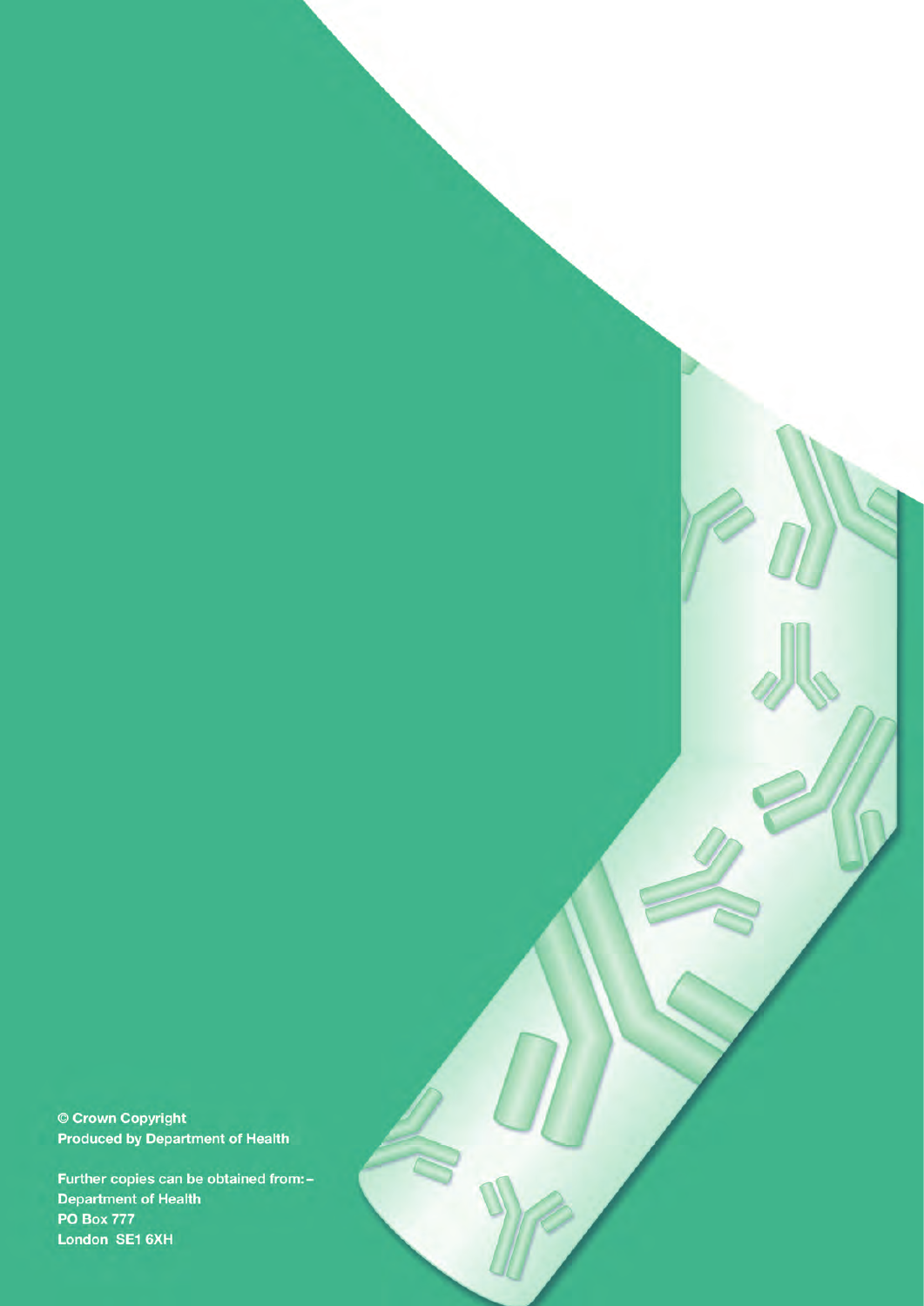© Crown Copyright
Produced by Department of Health

Further copies can be obtained from:–
Department of Health
PO Box 777
London SE1 6XH